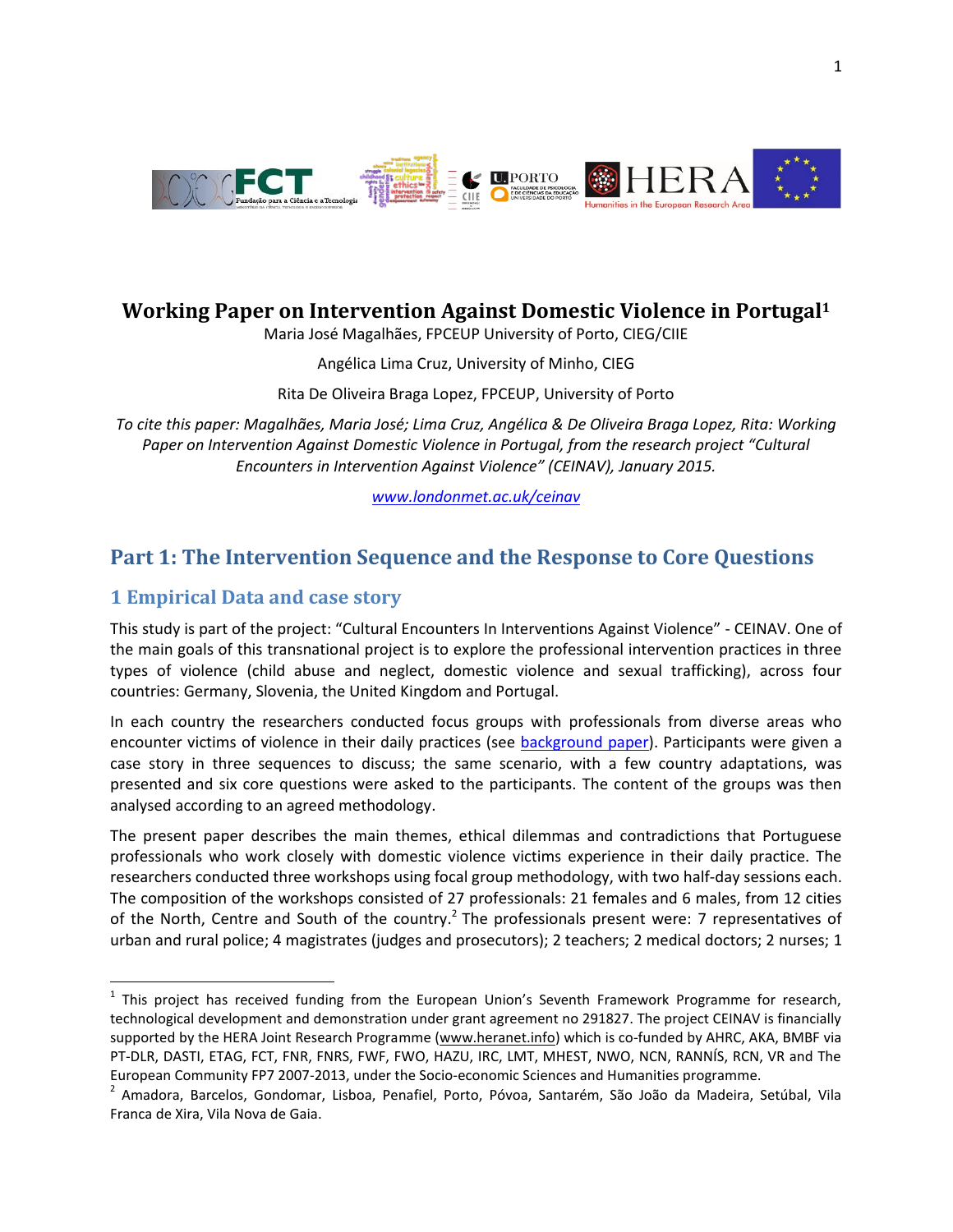# Working Paper on Intervention Against Domestic Violence in Portugal[1]

Maria José Magalhães, FPCEUP University of Porto, CIEG/CIIE

Angélica Lima Cruz, University of Minho, CIEG

Rita De Oliveira Braga Lopez, FPCEUP, University of Porto

*To cite this paper: Magalhães, Maria José; Lima Cruz, Angélica & De Oliveira Braga Lopez, Rita: Working Paper on Intervention Against Domestic Violence in Portugal, from the research project "Cultural Encounters in Intervention Against Violence" (CEINAV), January 2015.*

www.londonmet.ac.uk/ceinav

## Part 1: The Intervention Sequence and the Response to Core Questions

### 1 Empirical Data and case story

This study is part of the project: "Cultural Encounters In Interventions Against Violence" - CEINAV. One of the main goals of this transnational project is to explore the professional intervention practices in three types of violence (child abuse and neglect, domestic violence and sexual trafficking), across four countries: Germany, Slovenia, the United Kingdom and Portugal.

In each country the researchers conducted focus groups with professionals from diverse areas who encounter victims of violence in their daily practices (see background paper). Participants were given a case story in three sequences to discuss; the same scenario, with a few country adaptations, was presented and six core questions were asked to the participants. The content of the groups was then analysed according to an agreed methodology.

The present paper describes the main themes, ethical dilemmas and contradictions that Portuguese professionals who work closely with domestic violence victims experience in their daily practice. The researchers conducted three workshops using focal group methodology, with two half-day sessions each. The composition of the workshops consisted of 27 professionals: 21 females and 6 males, from 12 cities of the North, Centre and South of the country.[2] The professionals present were: 7 representatives of urban and rural police; 4 magistrates (judges and prosecutors); 2 teachers; 2 medical doctors; 2 nurses; 1

---

[1] This project has received funding from the European Union's Seventh Framework Programme for research, technological development and demonstration under grant agreement no 291827. The project CEINAV is financially supported by the HERA Joint Research Programme (www.heranet.info) which is co-funded by AHRC, AKA, BMBF via PT-DLR, DASTI, ETAG, FCT, FNR, FNRS, FWF, FWO, HAZU, IRC, LMT, MHEST, NWO, NCN, RANNÍS, RCN, VR and The European Community FP7 2007-2013, under the Socio-economic Sciences and Humanities programme.

[2] Amadora, Barcelos, Gondomar, Lisboa, Penafiel, Porto, Póvoa, Santarém, São João da Madeira, Setúbal, Vila Franca de Xira, Vila Nova de Gaia.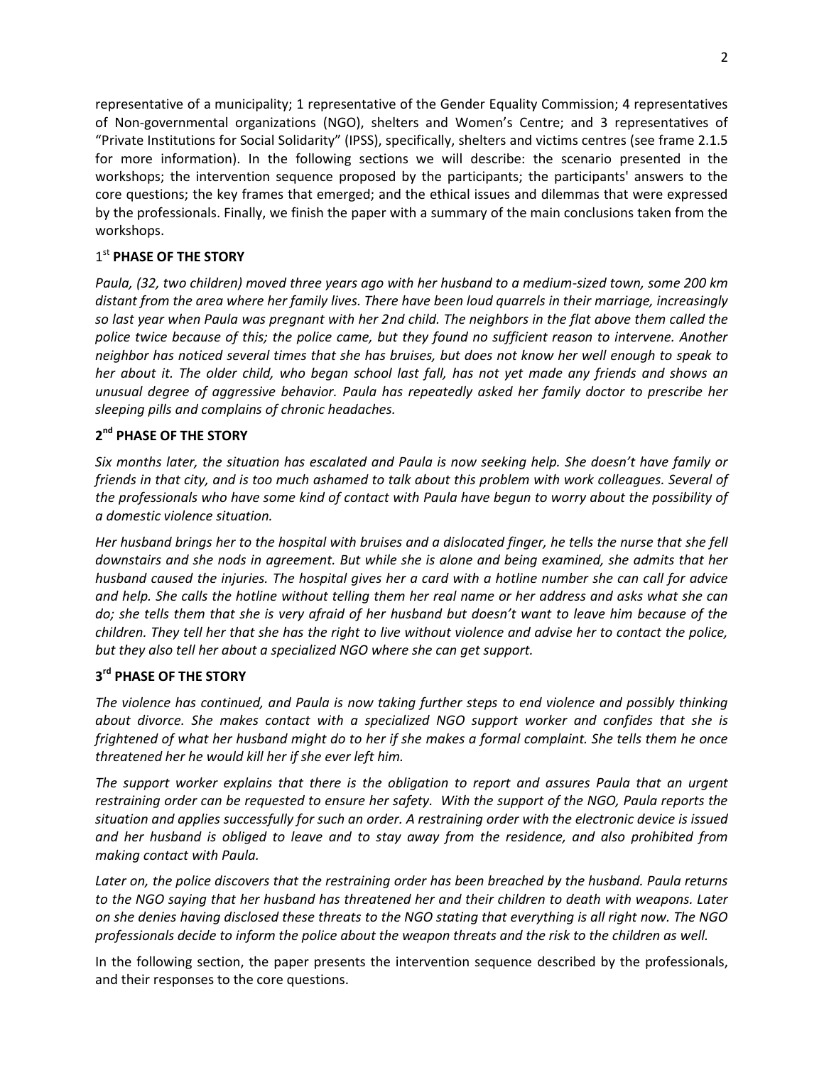representative of a municipality; 1 representative of the Gender Equality Commission; 4 representatives of Non-governmental organizations (NGO), shelters and Women's Centre; and 3 representatives of "Private Institutions for Social Solidarity" (IPSS), specifically, shelters and victims centres (see frame 2.1.5 for more information). In the following sections we will describe: the scenario presented in the workshops; the intervention sequence proposed by the participants; the participants' answers to the core questions; the key frames that emerged; and the ethical issues and dilemmas that were expressed by the professionals. Finally, we finish the paper with a summary of the main conclusions taken from the workshops.

### 1st PHASE OF THE STORY

*Paula, (32, two children) moved three years ago with her husband to a medium-sized town, some 200 km distant from the area where her family lives. There have been loud quarrels in their marriage, increasingly so last year when Paula was pregnant with her 2nd child. The neighbors in the flat above them called the police twice because of this; the police came, but they found no sufficient reason to intervene. Another neighbor has noticed several times that she has bruises, but does not know her well enough to speak to her about it. The older child, who began school last fall, has not yet made any friends and shows an unusual degree of aggressive behavior. Paula has repeatedly asked her family doctor to prescribe her sleeping pills and complains of chronic headaches.*

### 2nd PHASE OF THE STORY

*Six months later, the situation has escalated and Paula is now seeking help. She doesn't have family or friends in that city, and is too much ashamed to talk about this problem with work colleagues. Several of the professionals who have some kind of contact with Paula have begun to worry about the possibility of a domestic violence situation.*

*Her husband brings her to the hospital with bruises and a dislocated finger, he tells the nurse that she fell downstairs and she nods in agreement. But while she is alone and being examined, she admits that her husband caused the injuries. The hospital gives her a card with a hotline number she can call for advice and help. She calls the hotline without telling them her real name or her address and asks what she can do; she tells them that she is very afraid of her husband but doesn't want to leave him because of the children. They tell her that she has the right to live without violence and advise her to contact the police, but they also tell her about a specialized NGO where she can get support.*

### 3rd PHASE OF THE STORY

*The violence has continued, and Paula is now taking further steps to end violence and possibly thinking about divorce. She makes contact with a specialized NGO support worker and confides that she is frightened of what her husband might do to her if she makes a formal complaint. She tells them he once threatened her he would kill her if she ever left him.*

*The support worker explains that there is the obligation to report and assures Paula that an urgent restraining order can be requested to ensure her safety. With the support of the NGO, Paula reports the situation and applies successfully for such an order. A restraining order with the electronic device is issued and her husband is obliged to leave and to stay away from the residence, and also prohibited from making contact with Paula.*

*Later on, the police discovers that the restraining order has been breached by the husband. Paula returns to the NGO saying that her husband has threatened her and their children to death with weapons. Later on she denies having disclosed these threats to the NGO stating that everything is all right now. The NGO professionals decide to inform the police about the weapon threats and the risk to the children as well.*

In the following section, the paper presents the intervention sequence described by the professionals, and their responses to the core questions.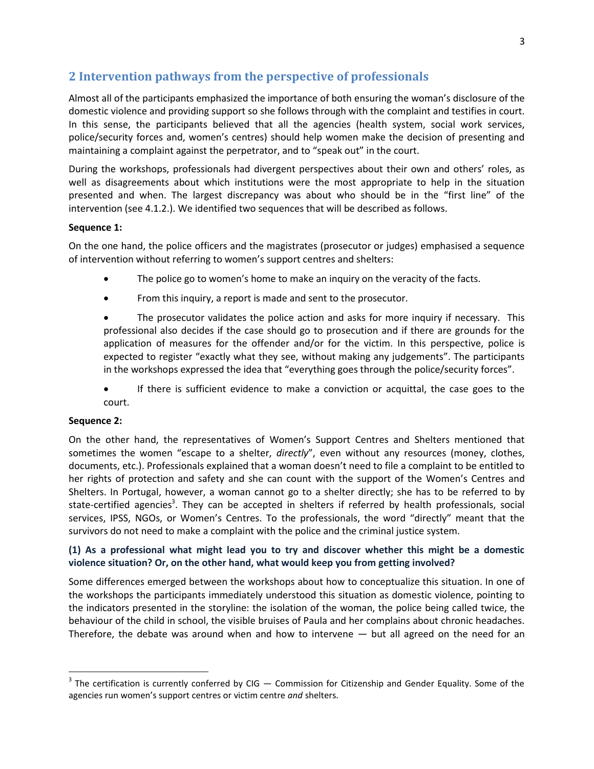## 2 Intervention pathways from the perspective of professionals

Almost all of the participants emphasized the importance of both ensuring the woman's disclosure of the domestic violence and providing support so she follows through with the complaint and testifies in court. In this sense, the participants believed that all the agencies (health system, social work services, police/security forces and, women's centres) should help women make the decision of presenting and maintaining a complaint against the perpetrator, and to "speak out" in the court.

During the workshops, professionals had divergent perspectives about their own and others' roles, as well as disagreements about which institutions were the most appropriate to help in the situation presented and when. The largest discrepancy was about who should be in the "first line" of the intervention (see 4.1.2.). We identified two sequences that will be described as follows.

**Sequence 1:**

On the one hand, the police officers and the magistrates (prosecutor or judges) emphasised a sequence of intervention without referring to women's support centres and shelters:

- The police go to women's home to make an inquiry on the veracity of the facts.
- From this inquiry, a report is made and sent to the prosecutor.
- The prosecutor validates the police action and asks for more inquiry if necessary. This professional also decides if the case should go to prosecution and if there are grounds for the application of measures for the offender and/or for the victim. In this perspective, police is expected to register "exactly what they see, without making any judgements". The participants in the workshops expressed the idea that "everything goes through the police/security forces".
- If there is sufficient evidence to make a conviction or acquittal, the case goes to the court.

**Sequence 2:**

On the other hand, the representatives of Women's Support Centres and Shelters mentioned that sometimes the women "escape to a shelter, *directly*", even without any resources (money, clothes, documents, etc.). Professionals explained that a woman doesn't need to file a complaint to be entitled to her rights of protection and safety and she can count with the support of the Women's Centres and Shelters. In Portugal, however, a woman cannot go to a shelter directly; she has to be referred to by state-certified agencies[3]. They can be accepted in shelters if referred by health professionals, social services, IPSS, NGOs, or Women's Centres. To the professionals, the word "directly" meant that the survivors do not need to make a complaint with the police and the criminal justice system.

**(1) As a professional what might lead you to try and discover whether this might be a domestic violence situation? Or, on the other hand, what would keep you from getting involved?**

Some differences emerged between the workshops about how to conceptualize this situation. In one of the workshops the participants immediately understood this situation as domestic violence, pointing to the indicators presented in the storyline: the isolation of the woman, the police being called twice, the behaviour of the child in school, the visible bruises of Paula and her complains about chronic headaches. Therefore, the debate was around when and how to intervene — but all agreed on the need for an

[3] The certification is currently conferred by CIG — Commission for Citizenship and Gender Equality. Some of the agencies run women's support centres or victim centre *and* shelters.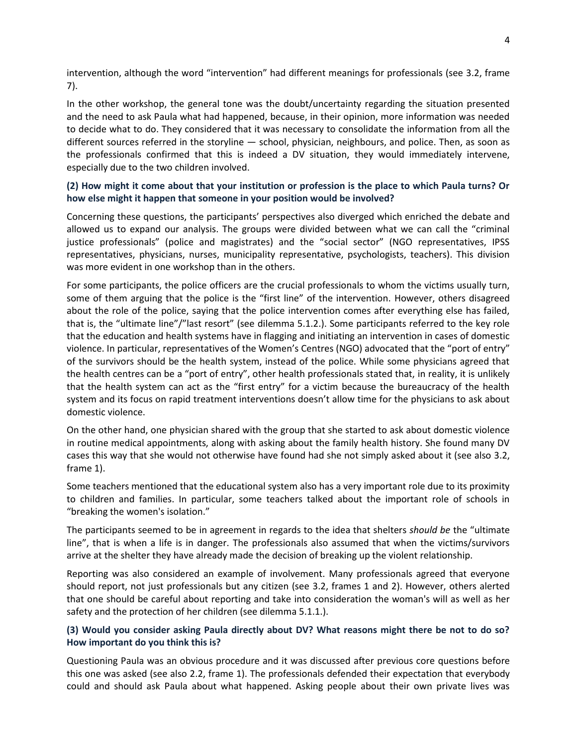intervention, although the word "intervention" had different meanings for professionals (see 3.2, frame 7).

In the other workshop, the general tone was the doubt/uncertainty regarding the situation presented and the need to ask Paula what had happened, because, in their opinion, more information was needed to decide what to do. They considered that it was necessary to consolidate the information from all the different sources referred in the storyline — school, physician, neighbours, and police. Then, as soon as the professionals confirmed that this is indeed a DV situation, they would immediately intervene, especially due to the two children involved.

**(2) How might it come about that your institution or profession is the place to which Paula turns? Or how else might it happen that someone in your position would be involved?**

Concerning these questions, the participants' perspectives also diverged which enriched the debate and allowed us to expand our analysis. The groups were divided between what we can call the "criminal justice professionals" (police and magistrates) and the "social sector" (NGO representatives, IPSS representatives, physicians, nurses, municipality representative, psychologists, teachers). This division was more evident in one workshop than in the others.

For some participants, the police officers are the crucial professionals to whom the victims usually turn, some of them arguing that the police is the "first line" of the intervention. However, others disagreed about the role of the police, saying that the police intervention comes after everything else has failed, that is, the "ultimate line"/"last resort" (see dilemma 5.1.2.). Some participants referred to the key role that the education and health systems have in flagging and initiating an intervention in cases of domestic violence. In particular, representatives of the Women's Centres (NGO) advocated that the "port of entry" of the survivors should be the health system, instead of the police. While some physicians agreed that the health centres can be a "port of entry", other health professionals stated that, in reality, it is unlikely that the health system can act as the "first entry" for a victim because the bureaucracy of the health system and its focus on rapid treatment interventions doesn't allow time for the physicians to ask about domestic violence.

On the other hand, one physician shared with the group that she started to ask about domestic violence in routine medical appointments, along with asking about the family health history. She found many DV cases this way that she would not otherwise have found had she not simply asked about it (see also 3.2, frame 1).

Some teachers mentioned that the educational system also has a very important role due to its proximity to children and families. In particular, some teachers talked about the important role of schools in "breaking the women's isolation."

The participants seemed to be in agreement in regards to the idea that shelters *should be* the "ultimate line", that is when a life is in danger. The professionals also assumed that when the victims/survivors arrive at the shelter they have already made the decision of breaking up the violent relationship.

Reporting was also considered an example of involvement. Many professionals agreed that everyone should report, not just professionals but any citizen (see 3.2, frames 1 and 2). However, others alerted that one should be careful about reporting and take into consideration the woman's will as well as her safety and the protection of her children (see dilemma 5.1.1.).

**(3) Would you consider asking Paula directly about DV? What reasons might there be not to do so? How important do you think this is?**

Questioning Paula was an obvious procedure and it was discussed after previous core questions before this one was asked (see also 2.2, frame 1). The professionals defended their expectation that everybody could and should ask Paula about what happened. Asking people about their own private lives was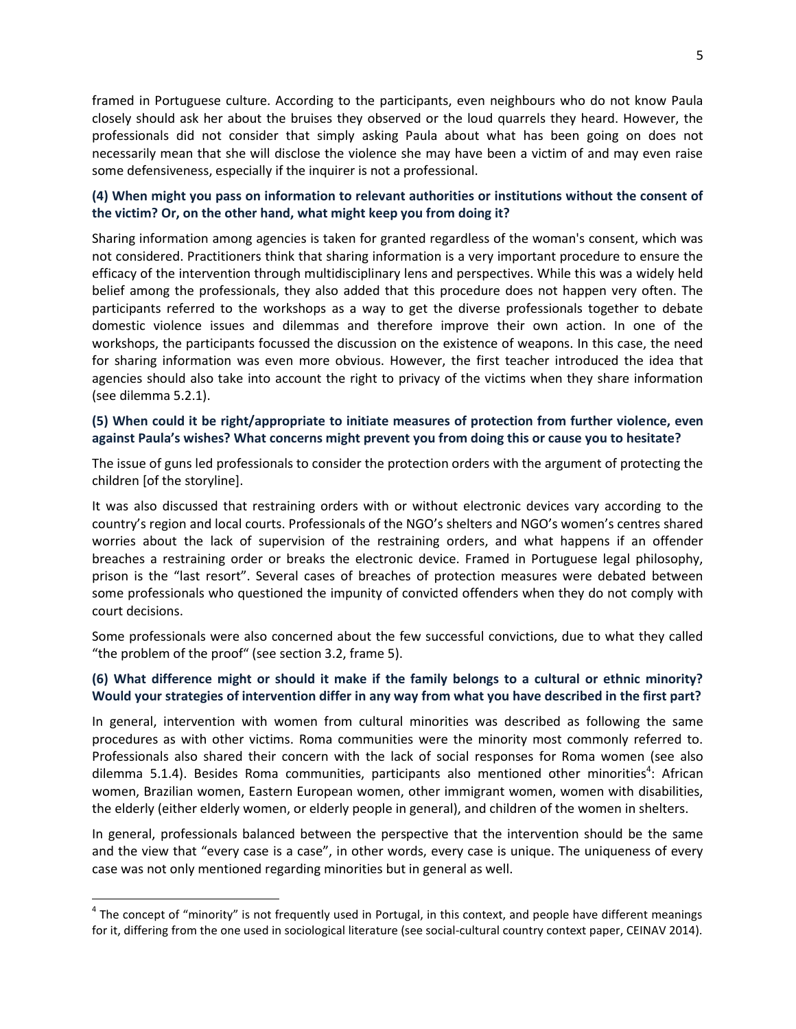framed in Portuguese culture. According to the participants, even neighbours who do not know Paula closely should ask her about the bruises they observed or the loud quarrels they heard. However, the professionals did not consider that simply asking Paula about what has been going on does not necessarily mean that she will disclose the violence she may have been a victim of and may even raise some defensiveness, especially if the inquirer is not a professional.

**(4) When might you pass on information to relevant authorities or institutions without the consent of the victim? Or, on the other hand, what might keep you from doing it?**

Sharing information among agencies is taken for granted regardless of the woman's consent, which was not considered. Practitioners think that sharing information is a very important procedure to ensure the efficacy of the intervention through multidisciplinary lens and perspectives. While this was a widely held belief among the professionals, they also added that this procedure does not happen very often. The participants referred to the workshops as a way to get the diverse professionals together to debate domestic violence issues and dilemmas and therefore improve their own action. In one of the workshops, the participants focussed the discussion on the existence of weapons. In this case, the need for sharing information was even more obvious. However, the first teacher introduced the idea that agencies should also take into account the right to privacy of the victims when they share information (see dilemma 5.2.1).

**(5) When could it be right/appropriate to initiate measures of protection from further violence, even against Paula's wishes? What concerns might prevent you from doing this or cause you to hesitate?**

The issue of guns led professionals to consider the protection orders with the argument of protecting the children [of the storyline].

It was also discussed that restraining orders with or without electronic devices vary according to the country's region and local courts. Professionals of the NGO's shelters and NGO's women's centres shared worries about the lack of supervision of the restraining orders, and what happens if an offender breaches a restraining order or breaks the electronic device. Framed in Portuguese legal philosophy, prison is the "last resort". Several cases of breaches of protection measures were debated between some professionals who questioned the impunity of convicted offenders when they do not comply with court decisions.

Some professionals were also concerned about the few successful convictions, due to what they called "the problem of the proof" (see section 3.2, frame 5).

**(6) What difference might or should it make if the family belongs to a cultural or ethnic minority? Would your strategies of intervention differ in any way from what you have described in the first part?**

In general, intervention with women from cultural minorities was described as following the same procedures as with other victims. Roma communities were the minority most commonly referred to. Professionals also shared their concern with the lack of social responses for Roma women (see also dilemma 5.1.4). Besides Roma communities, participants also mentioned other minorities[4]: African women, Brazilian women, Eastern European women, other immigrant women, women with disabilities, the elderly (either elderly women, or elderly people in general), and children of the women in shelters.

In general, professionals balanced between the perspective that the intervention should be the same and the view that "every case is a case", in other words, every case is unique. The uniqueness of every case was not only mentioned regarding minorities but in general as well.

[4] The concept of "minority" is not frequently used in Portugal, in this context, and people have different meanings for it, differing from the one used in sociological literature (see social-cultural country context paper, CEINAV 2014).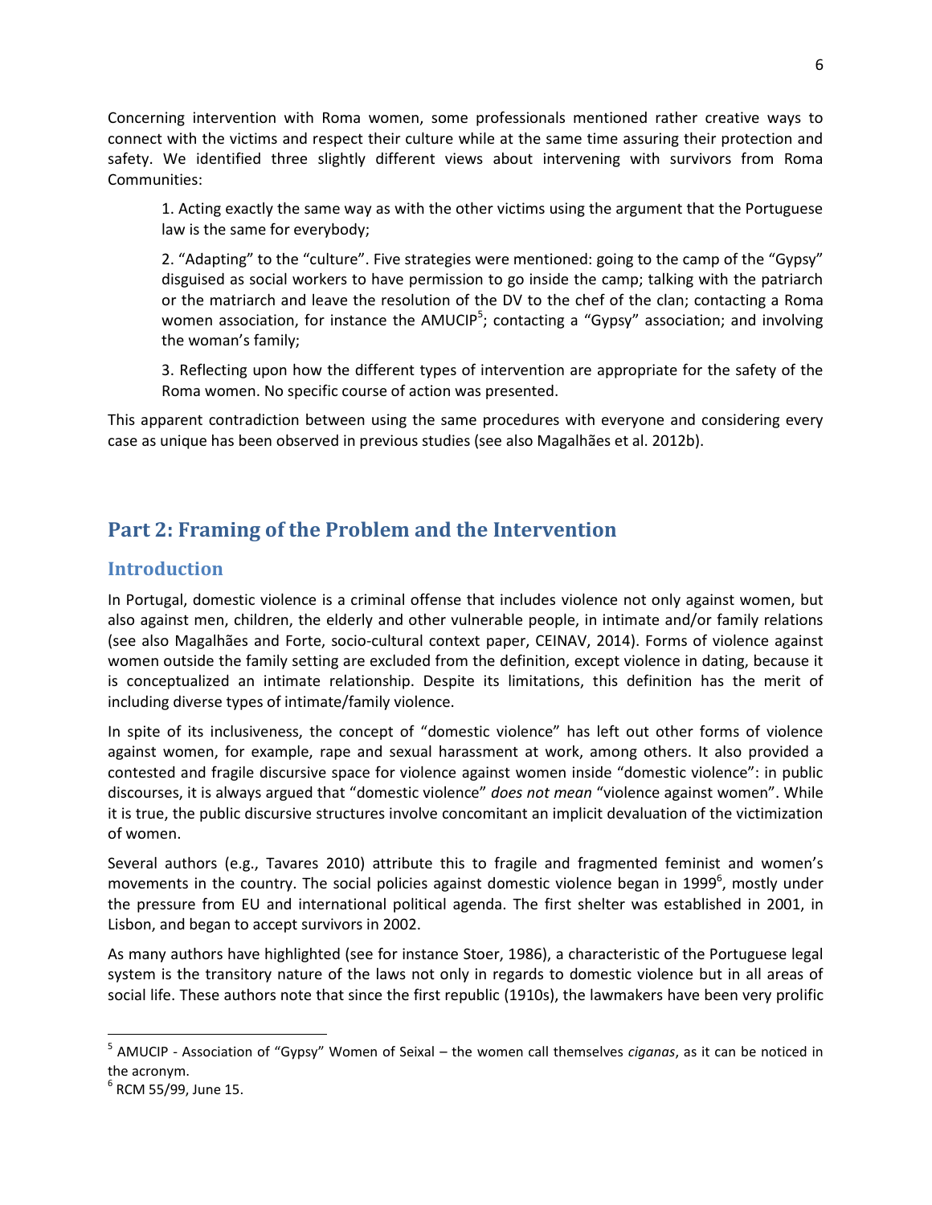Concerning intervention with Roma women, some professionals mentioned rather creative ways to connect with the victims and respect their culture while at the same time assuring their protection and safety. We identified three slightly different views about intervening with survivors from Roma Communities:

1. Acting exactly the same way as with the other victims using the argument that the Portuguese law is the same for everybody;

2. “Adapting” to the “culture”. Five strategies were mentioned: going to the camp of the “Gypsy” disguised as social workers to have permission to go inside the camp; talking with the patriarch or the matriarch and leave the resolution of the DV to the chef of the clan; contacting a Roma women association, for instance the AMUCIP[5]; contacting a “Gypsy” association; and involving the woman’s family;

3. Reflecting upon how the different types of intervention are appropriate for the safety of the Roma women. No specific course of action was presented.

This apparent contradiction between using the same procedures with everyone and considering every case as unique has been observed in previous studies (see also Magalhães et al. 2012b).

## Part 2: Framing of the Problem and the Intervention

### Introduction

In Portugal, domestic violence is a criminal offense that includes violence not only against women, but also against men, children, the elderly and other vulnerable people, in intimate and/or family relations (see also Magalhães and Forte, socio-cultural context paper, CEINAV, 2014). Forms of violence against women outside the family setting are excluded from the definition, except violence in dating, because it is conceptualized an intimate relationship. Despite its limitations, this definition has the merit of including diverse types of intimate/family violence.

In spite of its inclusiveness, the concept of “domestic violence” has left out other forms of violence against women, for example, rape and sexual harassment at work, among others. It also provided a contested and fragile discursive space for violence against women inside “domestic violence”: in public discourses, it is always argued that “domestic violence” *does not mean* “violence against women”. While it is true, the public discursive structures involve concomitant an implicit devaluation of the victimization of women.

Several authors (e.g., Tavares 2010) attribute this to fragile and fragmented feminist and women’s movements in the country. The social policies against domestic violence began in 1999[6], mostly under the pressure from EU and international political agenda. The first shelter was established in 2001, in Lisbon, and began to accept survivors in 2002.

As many authors have highlighted (see for instance Stoer, 1986), a characteristic of the Portuguese legal system is the transitory nature of the laws not only in regards to domestic violence but in all areas of social life. These authors note that since the first republic (1910s), the lawmakers have been very prolific

---

[5] AMUCIP - Association of “Gypsy” Women of Seixal – the women call themselves *ciganas*, as it can be noticed in the acronym.

[6] RCM 55/99, June 15.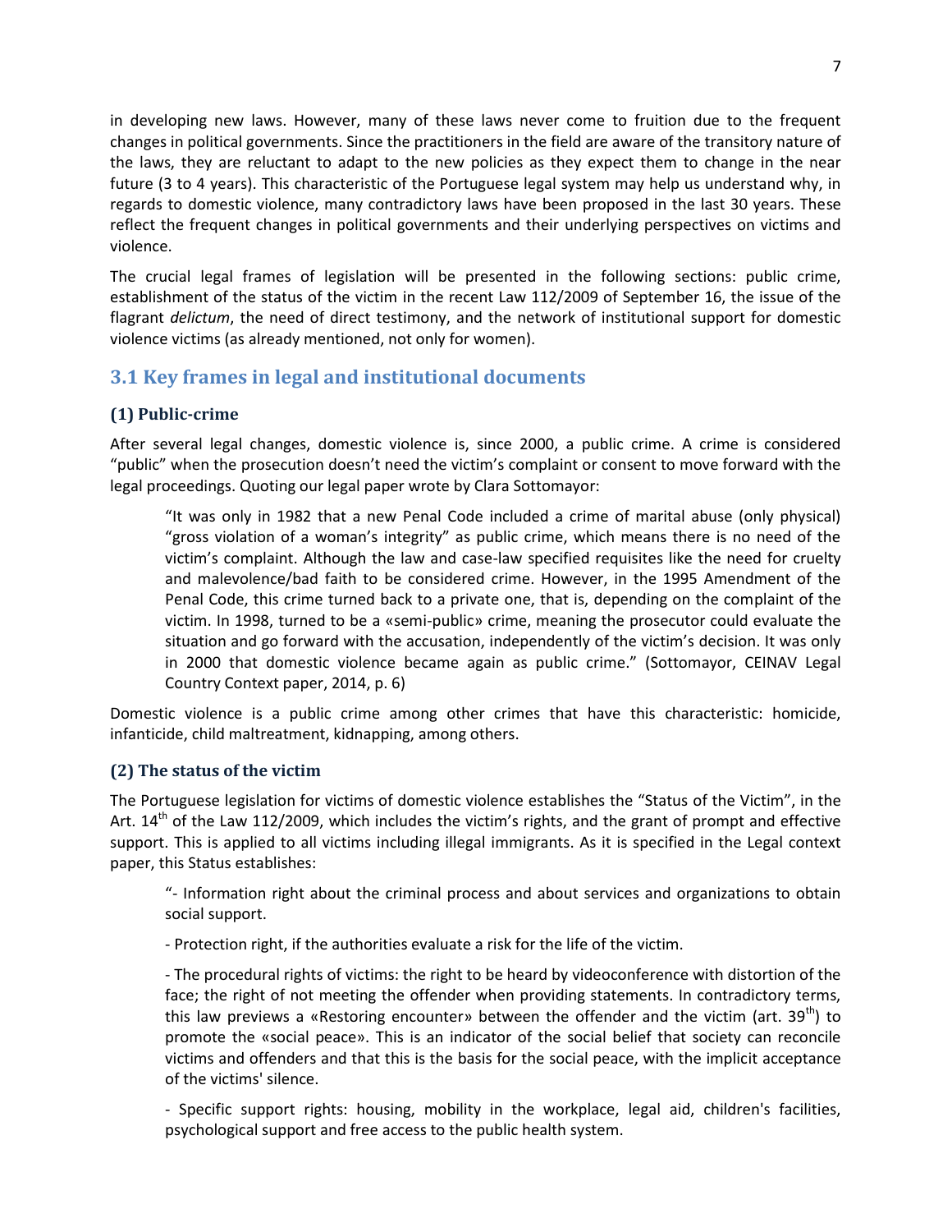in developing new laws. However, many of these laws never come to fruition due to the frequent changes in political governments. Since the practitioners in the field are aware of the transitory nature of the laws, they are reluctant to adapt to the new policies as they expect them to change in the near future (3 to 4 years). This characteristic of the Portuguese legal system may help us understand why, in regards to domestic violence, many contradictory laws have been proposed in the last 30 years. These reflect the frequent changes in political governments and their underlying perspectives on victims and violence.

The crucial legal frames of legislation will be presented in the following sections: public crime, establishment of the status of the victim in the recent Law 112/2009 of September 16, the issue of the flagrant *delictum*, the need of direct testimony, and the network of institutional support for domestic violence victims (as already mentioned, not only for women).

## 3.1 Key frames in legal and institutional documents

### (1) Public-crime

After several legal changes, domestic violence is, since 2000, a public crime. A crime is considered "public" when the prosecution doesn't need the victim's complaint or consent to move forward with the legal proceedings. Quoting our legal paper wrote by Clara Sottomayor:

> "It was only in 1982 that a new Penal Code included a crime of marital abuse (only physical) "gross violation of a woman's integrity" as public crime, which means there is no need of the victim's complaint. Although the law and case-law specified requisites like the need for cruelty and malevolence/bad faith to be considered crime. However, in the 1995 Amendment of the Penal Code, this crime turned back to a private one, that is, depending on the complaint of the victim. In 1998, turned to be a «semi-public» crime, meaning the prosecutor could evaluate the situation and go forward with the accusation, independently of the victim's decision. It was only in 2000 that domestic violence became again as public crime." (Sottomayor, CEINAV Legal Country Context paper, 2014, p. 6)

Domestic violence is a public crime among other crimes that have this characteristic: homicide, infanticide, child maltreatment, kidnapping, among others.

### (2) The status of the victim

The Portuguese legislation for victims of domestic violence establishes the "Status of the Victim", in the Art. 14th of the Law 112/2009, which includes the victim's rights, and the grant of prompt and effective support. This is applied to all victims including illegal immigrants. As it is specified in the Legal context paper, this Status establishes:

> "- Information right about the criminal process and about services and organizations to obtain social support.
>
> - Protection right, if the authorities evaluate a risk for the life of the victim.
>
> - The procedural rights of victims: the right to be heard by videoconference with distortion of the face; the right of not meeting the offender when providing statements. In contradictory terms, this law previews a «Restoring encounter» between the offender and the victim (art. 39th) to promote the «social peace». This is an indicator of the social belief that society can reconcile victims and offenders and that this is the basis for the social peace, with the implicit acceptance of the victims' silence.
>
> - Specific support rights: housing, mobility in the workplace, legal aid, children's facilities, psychological support and free access to the public health system.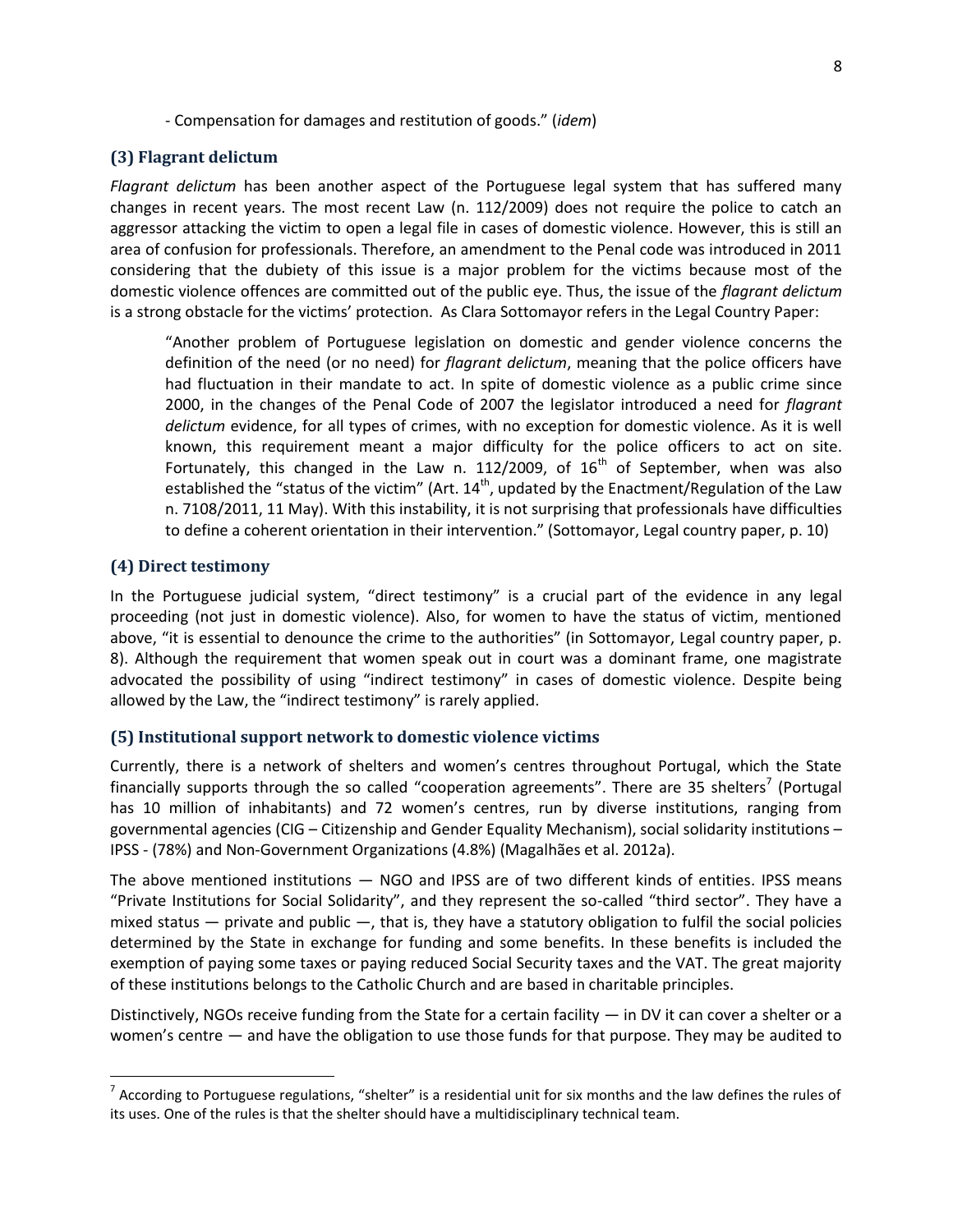- Compensation for damages and restitution of goods." (*idem*)

### (3) Flagrant delictum

*Flagrant delictum* has been another aspect of the Portuguese legal system that has suffered many changes in recent years. The most recent Law (n. 112/2009) does not require the police to catch an aggressor attacking the victim to open a legal file in cases of domestic violence. However, this is still an area of confusion for professionals. Therefore, an amendment to the Penal code was introduced in 2011 considering that the dubiety of this issue is a major problem for the victims because most of the domestic violence offences are committed out of the public eye. Thus, the issue of the *flagrant delictum* is a strong obstacle for the victims' protection. As Clara Sottomayor refers in the Legal Country Paper:

> "Another problem of Portuguese legislation on domestic and gender violence concerns the definition of the need (or no need) for *flagrant delictum*, meaning that the police officers have had fluctuation in their mandate to act. In spite of domestic violence as a public crime since 2000, in the changes of the Penal Code of 2007 the legislator introduced a need for *flagrant delictum* evidence, for all types of crimes, with no exception for domestic violence. As it is well known, this requirement meant a major difficulty for the police officers to act on site. Fortunately, this changed in the Law n. 112/2009, of 16th of September, when was also established the "status of the victim" (Art. 14th, updated by the Enactment/Regulation of the Law n. 7108/2011, 11 May). With this instability, it is not surprising that professionals have difficulties to define a coherent orientation in their intervention." (Sottomayor, Legal country paper, p. 10)

### (4) Direct testimony

In the Portuguese judicial system, "direct testimony" is a crucial part of the evidence in any legal proceeding (not just in domestic violence). Also, for women to have the status of victim, mentioned above, "it is essential to denounce the crime to the authorities" (in Sottomayor, Legal country paper, p. 8). Although the requirement that women speak out in court was a dominant frame, one magistrate advocated the possibility of using "indirect testimony" in cases of domestic violence. Despite being allowed by the Law, the "indirect testimony" is rarely applied.

### (5) Institutional support network to domestic violence victims

Currently, there is a network of shelters and women's centres throughout Portugal, which the State financially supports through the so called "cooperation agreements". There are 35 shelters[7] (Portugal has 10 million of inhabitants) and 72 women's centres, run by diverse institutions, ranging from governmental agencies (CIG – Citizenship and Gender Equality Mechanism), social solidarity institutions – IPSS - (78%) and Non-Government Organizations (4.8%) (Magalhães et al. 2012a).

The above mentioned institutions — NGO and IPSS are of two different kinds of entities. IPSS means "Private Institutions for Social Solidarity", and they represent the so-called "third sector". They have a mixed status — private and public —, that is, they have a statutory obligation to fulfil the social policies determined by the State in exchange for funding and some benefits. In these benefits is included the exemption of paying some taxes or paying reduced Social Security taxes and the VAT. The great majority of these institutions belongs to the Catholic Church and are based in charitable principles.

Distinctively, NGOs receive funding from the State for a certain facility — in DV it can cover a shelter or a women's centre — and have the obligation to use those funds for that purpose. They may be audited to

---

[7] According to Portuguese regulations, "shelter" is a residential unit for six months and the law defines the rules of its uses. One of the rules is that the shelter should have a multidisciplinary technical team.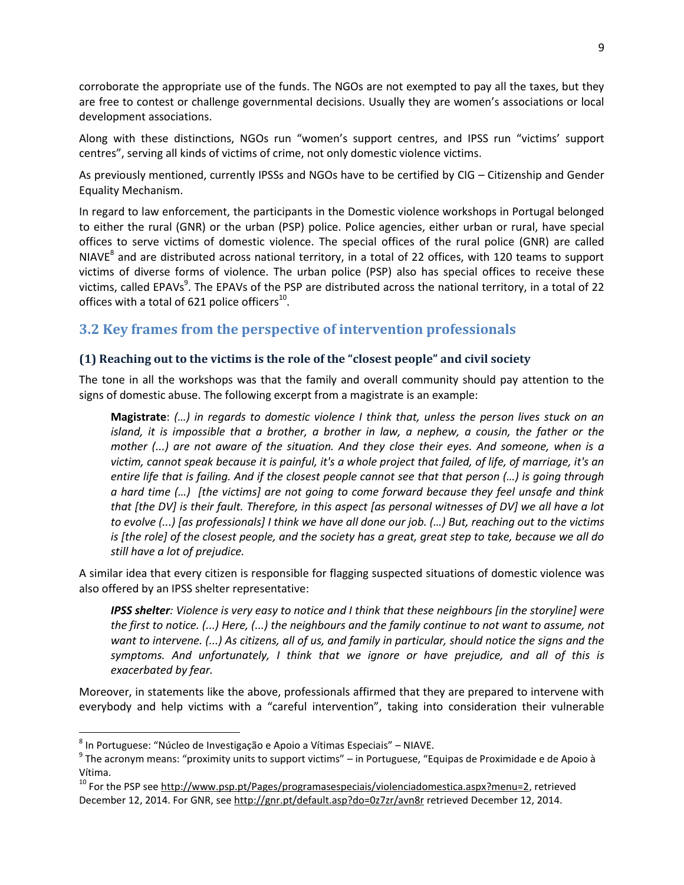corroborate the appropriate use of the funds. The NGOs are not exempted to pay all the taxes, but they are free to contest or challenge governmental decisions. Usually they are women's associations or local development associations.

Along with these distinctions, NGOs run "women's support centres, and IPSS run "victims' support centres", serving all kinds of victims of crime, not only domestic violence victims.

As previously mentioned, currently IPSSs and NGOs have to be certified by CIG – Citizenship and Gender Equality Mechanism.

In regard to law enforcement, the participants in the Domestic violence workshops in Portugal belonged to either the rural (GNR) or the urban (PSP) police. Police agencies, either urban or rural, have special offices to serve victims of domestic violence. The special offices of the rural police (GNR) are called NIAVE[8] and are distributed across national territory, in a total of 22 offices, with 120 teams to support victims of diverse forms of violence. The urban police (PSP) also has special offices to receive these victims, called EPAVs[9]. The EPAVs of the PSP are distributed across the national territory, in a total of 22 offices with a total of 621 police officers[10].

## 3.2 Key frames from the perspective of intervention professionals

### (1) Reaching out to the victims is the role of the "closest people" and civil society

The tone in all the workshops was that the family and overall community should pay attention to the signs of domestic abuse. The following excerpt from a magistrate is an example:

> **Magistrate**: *(…) in regards to domestic violence I think that, unless the person lives stuck on an island, it is impossible that a brother, a brother in law, a nephew, a cousin, the father or the mother (...) are not aware of the situation. And they close their eyes. And someone, when is a victim, cannot speak because it is painful, it's a whole project that failed, of life, of marriage, it's an entire life that is failing. And if the closest people cannot see that that person (…) is going through a hard time (…) [the victims] are not going to come forward because they feel unsafe and think that [the DV] is their fault. Therefore, in this aspect [as personal witnesses of DV] we all have a lot to evolve (...) [as professionals] I think we have all done our job. (…) But, reaching out to the victims is [the role] of the closest people, and the society has a great, great step to take, because we all do still have a lot of prejudice.*

A similar idea that every citizen is responsible for flagging suspected situations of domestic violence was also offered by an IPSS shelter representative:

> ***IPSS shelter**: Violence is very easy to notice and I think that these neighbours [in the storyline] were the first to notice. (...) Here, (...) the neighbours and the family continue to not want to assume, not want to intervene. (...) As citizens, all of us, and family in particular, should notice the signs and the symptoms. And unfortunately, I think that we ignore or have prejudice, and all of this is exacerbated by fear.*

Moreover, in statements like the above, professionals affirmed that they are prepared to intervene with everybody and help victims with a "careful intervention", taking into consideration their vulnerable

---

[8] In Portuguese: "Núcleo de Investigação e Apoio a Vítimas Especiais" – NIAVE.

[9] The acronym means: "proximity units to support victims" – in Portuguese, "Equipas de Proximidade e de Apoio à Vítima.

[10] For the PSP see http://www.psp.pt/Pages/programasespeciais/violenciadomestica.aspx?menu=2, retrieved December 12, 2014. For GNR, see http://gnr.pt/default.asp?do=0z7zr/avn8r retrieved December 12, 2014.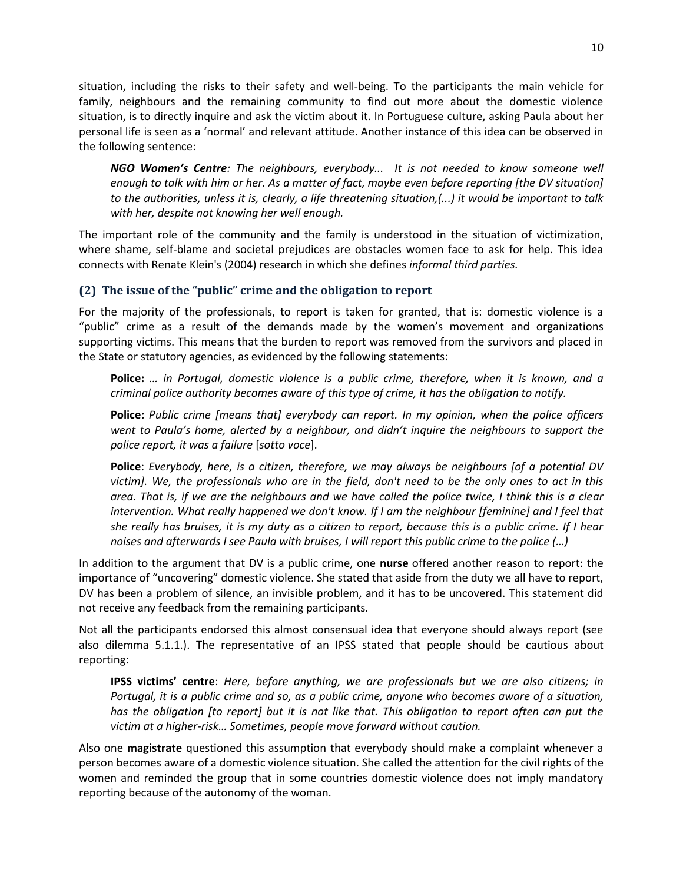situation, including the risks to their safety and well-being. To the participants the main vehicle for family, neighbours and the remaining community to find out more about the domestic violence situation, is to directly inquire and ask the victim about it. In Portuguese culture, asking Paula about her personal life is seen as a 'normal' and relevant attitude. Another instance of this idea can be observed in the following sentence:

> ***NGO Women's Centre**: The neighbours, everybody... It is not needed to know someone well enough to talk with him or her. As a matter of fact, maybe even before reporting [the DV situation] to the authorities, unless it is, clearly, a life threatening situation,(...) it would be important to talk with her, despite not knowing her well enough.*

The important role of the community and the family is understood in the situation of victimization, where shame, self-blame and societal prejudices are obstacles women face to ask for help. This idea connects with Renate Klein's (2004) research in which she defines *informal third parties.*

### (2) The issue of the "public" crime and the obligation to report

For the majority of the professionals, to report is taken for granted, that is: domestic violence is a "public" crime as a result of the demands made by the women's movement and organizations supporting victims. This means that the burden to report was removed from the survivors and placed in the State or statutory agencies, as evidenced by the following statements:

> **Police:** *… in Portugal, domestic violence is a public crime, therefore, when it is known, and a criminal police authority becomes aware of this type of crime, it has the obligation to notify.*

> **Police:** *Public crime [means that] everybody can report. In my opinion, when the police officers went to Paula's home, alerted by a neighbour, and didn't inquire the neighbours to support the police report, it was a failure* [*sotto voce*].

> **Police**: *Everybody, here, is a citizen, therefore, we may always be neighbours [of a potential DV victim]. We, the professionals who are in the field, don't need to be the only ones to act in this area. That is, if we are the neighbours and we have called the police twice, I think this is a clear intervention. What really happened we don't know. If I am the neighbour [feminine] and I feel that she really has bruises, it is my duty as a citizen to report, because this is a public crime. If I hear noises and afterwards I see Paula with bruises, I will report this public crime to the police (…)*

In addition to the argument that DV is a public crime, one **nurse** offered another reason to report: the importance of "uncovering" domestic violence. She stated that aside from the duty we all have to report, DV has been a problem of silence, an invisible problem, and it has to be uncovered. This statement did not receive any feedback from the remaining participants.

Not all the participants endorsed this almost consensual idea that everyone should always report (see also dilemma 5.1.1.). The representative of an IPSS stated that people should be cautious about reporting:

> **IPSS victims' centre**: *Here, before anything, we are professionals but we are also citizens; in Portugal, it is a public crime and so, as a public crime, anyone who becomes aware of a situation, has the obligation [to report] but it is not like that. This obligation to report often can put the victim at a higher-risk… Sometimes, people move forward without caution.*

Also one **magistrate** questioned this assumption that everybody should make a complaint whenever a person becomes aware of a domestic violence situation. She called the attention for the civil rights of the women and reminded the group that in some countries domestic violence does not imply mandatory reporting because of the autonomy of the woman.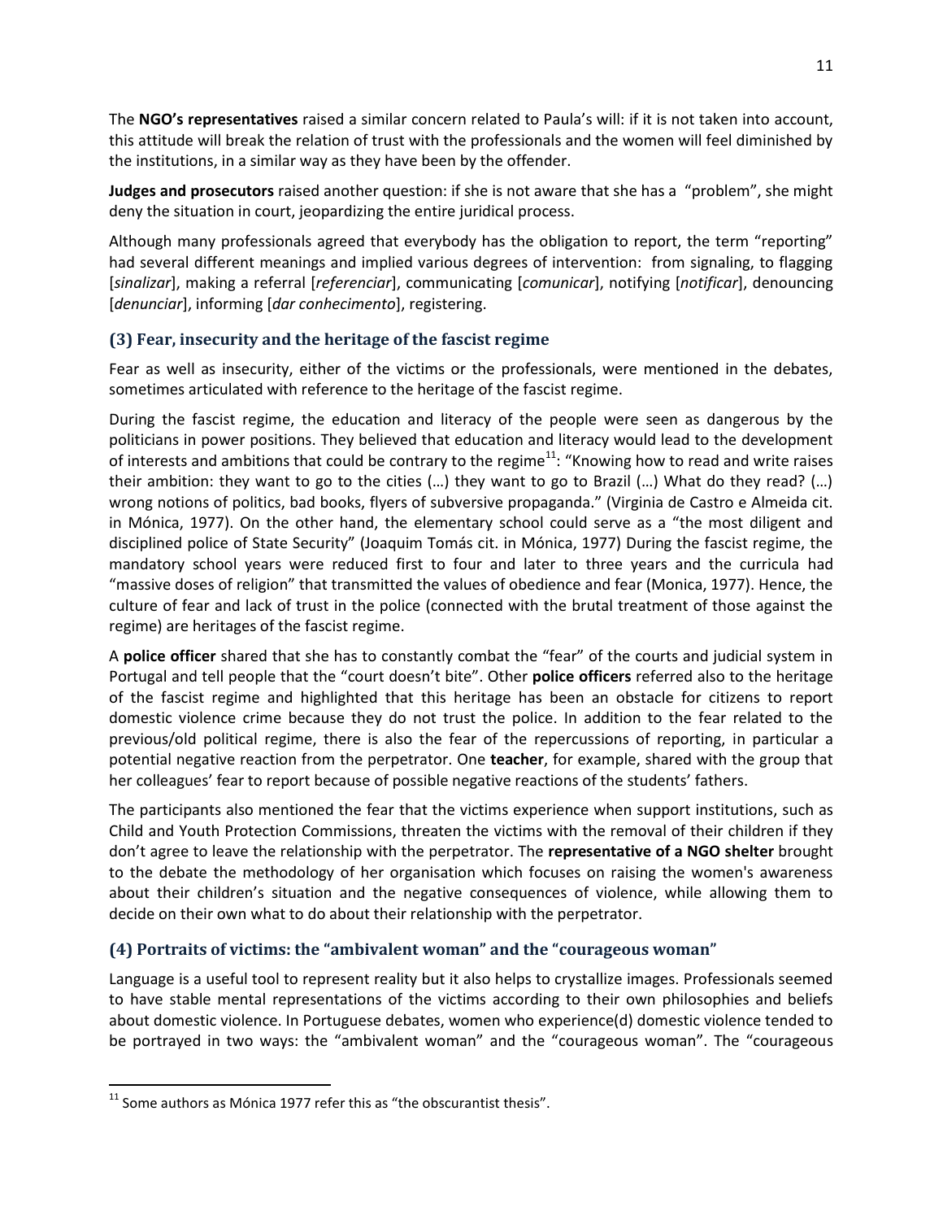The **NGO's representatives** raised a similar concern related to Paula's will: if it is not taken into account, this attitude will break the relation of trust with the professionals and the women will feel diminished by the institutions, in a similar way as they have been by the offender.

**Judges and prosecutors** raised another question: if she is not aware that she has a "problem", she might deny the situation in court, jeopardizing the entire juridical process.

Although many professionals agreed that everybody has the obligation to report, the term "reporting" had several different meanings and implied various degrees of intervention: from signaling, to flagging [*sinalizar*], making a referral [*referenciar*], communicating [*comunicar*], notifying [*notificar*], denouncing [*denunciar*], informing [*dar conhecimento*], registering.

### (3) Fear, insecurity and the heritage of the fascist regime

Fear as well as insecurity, either of the victims or the professionals, were mentioned in the debates, sometimes articulated with reference to the heritage of the fascist regime.

During the fascist regime, the education and literacy of the people were seen as dangerous by the politicians in power positions. They believed that education and literacy would lead to the development of interests and ambitions that could be contrary to the regime[11]: "Knowing how to read and write raises their ambition: they want to go to the cities (…) they want to go to Brazil (…) What do they read? (…) wrong notions of politics, bad books, flyers of subversive propaganda." (Virginia de Castro e Almeida cit. in Mónica, 1977). On the other hand, the elementary school could serve as a "the most diligent and disciplined police of State Security" (Joaquim Tomás cit. in Mónica, 1977) During the fascist regime, the mandatory school years were reduced first to four and later to three years and the curricula had "massive doses of religion" that transmitted the values of obedience and fear (Monica, 1977). Hence, the culture of fear and lack of trust in the police (connected with the brutal treatment of those against the regime) are heritages of the fascist regime.

A **police officer** shared that she has to constantly combat the "fear" of the courts and judicial system in Portugal and tell people that the "court doesn't bite". Other **police officers** referred also to the heritage of the fascist regime and highlighted that this heritage has been an obstacle for citizens to report domestic violence crime because they do not trust the police. In addition to the fear related to the previous/old political regime, there is also the fear of the repercussions of reporting, in particular a potential negative reaction from the perpetrator. One **teacher**, for example, shared with the group that her colleagues' fear to report because of possible negative reactions of the students' fathers.

The participants also mentioned the fear that the victims experience when support institutions, such as Child and Youth Protection Commissions, threaten the victims with the removal of their children if they don't agree to leave the relationship with the perpetrator. The **representative of a NGO shelter** brought to the debate the methodology of her organisation which focuses on raising the women's awareness about their children's situation and the negative consequences of violence, while allowing them to decide on their own what to do about their relationship with the perpetrator.

### (4) Portraits of victims: the "ambivalent woman" and the "courageous woman"

Language is a useful tool to represent reality but it also helps to crystallize images. Professionals seemed to have stable mental representations of the victims according to their own philosophies and beliefs about domestic violence. In Portuguese debates, women who experience(d) domestic violence tended to be portrayed in two ways: the "ambivalent woman" and the "courageous woman". The "courageous

[11] Some authors as Mónica 1977 refer this as "the obscurantist thesis".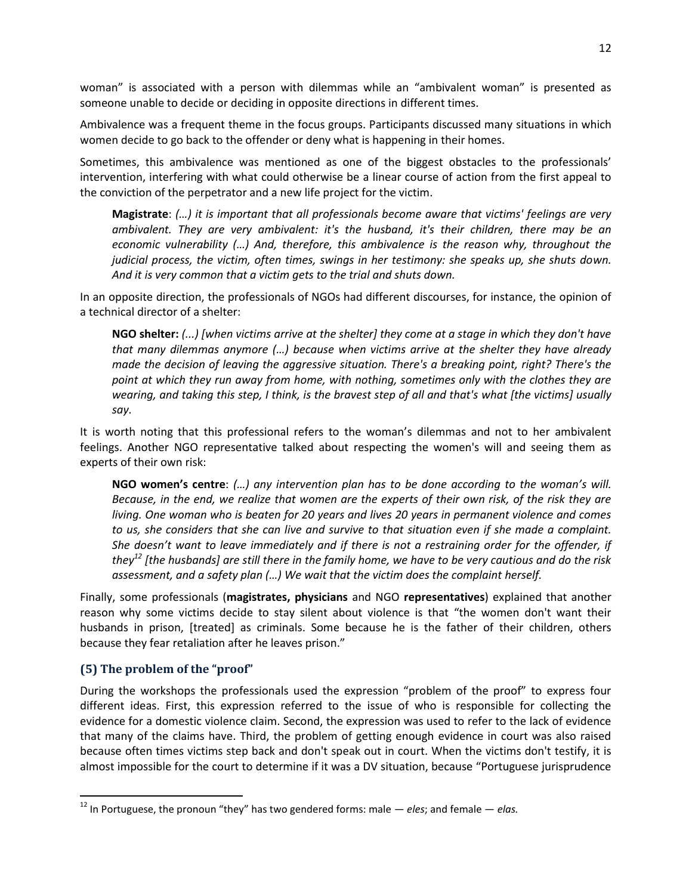woman" is associated with a person with dilemmas while an "ambivalent woman" is presented as someone unable to decide or deciding in opposite directions in different times.

Ambivalence was a frequent theme in the focus groups. Participants discussed many situations in which women decide to go back to the offender or deny what is happening in their homes.

Sometimes, this ambivalence was mentioned as one of the biggest obstacles to the professionals' intervention, interfering with what could otherwise be a linear course of action from the first appeal to the conviction of the perpetrator and a new life project for the victim.

> **Magistrate**: *(…) it is important that all professionals become aware that victims' feelings are very ambivalent. They are very ambivalent: it's the husband, it's their children, there may be an economic vulnerability (…) And, therefore, this ambivalence is the reason why, throughout the judicial process, the victim, often times, swings in her testimony: she speaks up, she shuts down. And it is very common that a victim gets to the trial and shuts down.*

In an opposite direction, the professionals of NGOs had different discourses, for instance, the opinion of a technical director of a shelter:

> **NGO shelter:** *(...) [when victims arrive at the shelter] they come at a stage in which they don't have that many dilemmas anymore (…) because when victims arrive at the shelter they have already made the decision of leaving the aggressive situation. There's a breaking point, right? There's the point at which they run away from home, with nothing, sometimes only with the clothes they are wearing, and taking this step, I think, is the bravest step of all and that's what [the victims] usually say.*

It is worth noting that this professional refers to the woman's dilemmas and not to her ambivalent feelings. Another NGO representative talked about respecting the women's will and seeing them as experts of their own risk:

> **NGO women's centre**: *(…) any intervention plan has to be done according to the woman's will. Because, in the end, we realize that women are the experts of their own risk, of the risk they are living. One woman who is beaten for 20 years and lives 20 years in permanent violence and comes to us, she considers that she can live and survive to that situation even if she made a complaint. She doesn't want to leave immediately and if there is not a restraining order for the offender, if they[12] [the husbands] are still there in the family home, we have to be very cautious and do the risk assessment, and a safety plan (…) We wait that the victim does the complaint herself.*

Finally, some professionals (**magistrates, physicians** and NGO **representatives**) explained that another reason why some victims decide to stay silent about violence is that "the women don't want their husbands in prison, [treated] as criminals. Some because he is the father of their children, others because they fear retaliation after he leaves prison."

## (5) The problem of the "proof"

During the workshops the professionals used the expression "problem of the proof" to express four different ideas. First, this expression referred to the issue of who is responsible for collecting the evidence for a domestic violence claim. Second, the expression was used to refer to the lack of evidence that many of the claims have. Third, the problem of getting enough evidence in court was also raised because often times victims step back and don't speak out in court. When the victims don't testify, it is almost impossible for the court to determine if it was a DV situation, because "Portuguese jurisprudence

---

[12] In Portuguese, the pronoun "they" has two gendered forms: male — *eles*; and female — *elas.*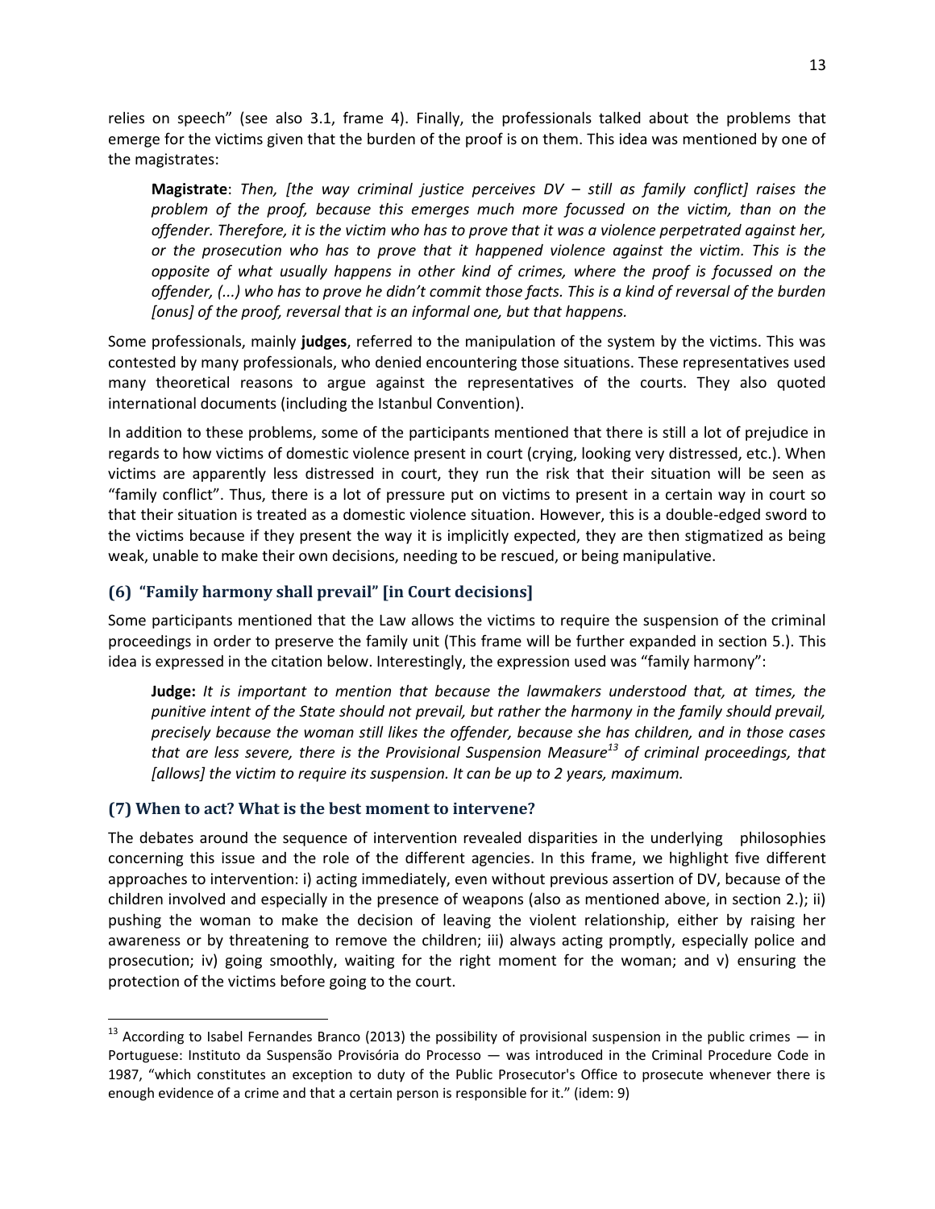relies on speech" (see also 3.1, frame 4). Finally, the professionals talked about the problems that emerge for the victims given that the burden of the proof is on them. This idea was mentioned by one of the magistrates:

> **Magistrate**: *Then, [the way criminal justice perceives DV – still as family conflict] raises the problem of the proof, because this emerges much more focussed on the victim, than on the offender. Therefore, it is the victim who has to prove that it was a violence perpetrated against her, or the prosecution who has to prove that it happened violence against the victim. This is the opposite of what usually happens in other kind of crimes, where the proof is focussed on the offender, (...) who has to prove he didn't commit those facts. This is a kind of reversal of the burden [onus] of the proof, reversal that is an informal one, but that happens.*

Some professionals, mainly **judges**, referred to the manipulation of the system by the victims. This was contested by many professionals, who denied encountering those situations. These representatives used many theoretical reasons to argue against the representatives of the courts. They also quoted international documents (including the Istanbul Convention).

In addition to these problems, some of the participants mentioned that there is still a lot of prejudice in regards to how victims of domestic violence present in court (crying, looking very distressed, etc.). When victims are apparently less distressed in court, they run the risk that their situation will be seen as "family conflict". Thus, there is a lot of pressure put on victims to present in a certain way in court so that their situation is treated as a domestic violence situation. However, this is a double-edged sword to the victims because if they present the way it is implicitly expected, they are then stigmatized as being weak, unable to make their own decisions, needing to be rescued, or being manipulative.

### (6) "Family harmony shall prevail" [in Court decisions]

Some participants mentioned that the Law allows the victims to require the suspension of the criminal proceedings in order to preserve the family unit (This frame will be further expanded in section 5.). This idea is expressed in the citation below. Interestingly, the expression used was "family harmony":

> **Judge:** *It is important to mention that because the lawmakers understood that, at times, the punitive intent of the State should not prevail, but rather the harmony in the family should prevail, precisely because the woman still likes the offender, because she has children, and in those cases that are less severe, there is the Provisional Suspension Measure*[13] *of criminal proceedings, that [allows] the victim to require its suspension. It can be up to 2 years, maximum.*

### (7) When to act? What is the best moment to intervene?

The debates around the sequence of intervention revealed disparities in the underlying philosophies concerning this issue and the role of the different agencies. In this frame, we highlight five different approaches to intervention: i) acting immediately, even without previous assertion of DV, because of the children involved and especially in the presence of weapons (also as mentioned above, in section 2.); ii) pushing the woman to make the decision of leaving the violent relationship, either by raising her awareness or by threatening to remove the children; iii) always acting promptly, especially police and prosecution; iv) going smoothly, waiting for the right moment for the woman; and v) ensuring the protection of the victims before going to the court.

---

[13] According to Isabel Fernandes Branco (2013) the possibility of provisional suspension in the public crimes — in Portuguese: Instituto da Suspensão Provisória do Processo — was introduced in the Criminal Procedure Code in 1987, "which constitutes an exception to duty of the Public Prosecutor's Office to prosecute whenever there is enough evidence of a crime and that a certain person is responsible for it." (idem: 9)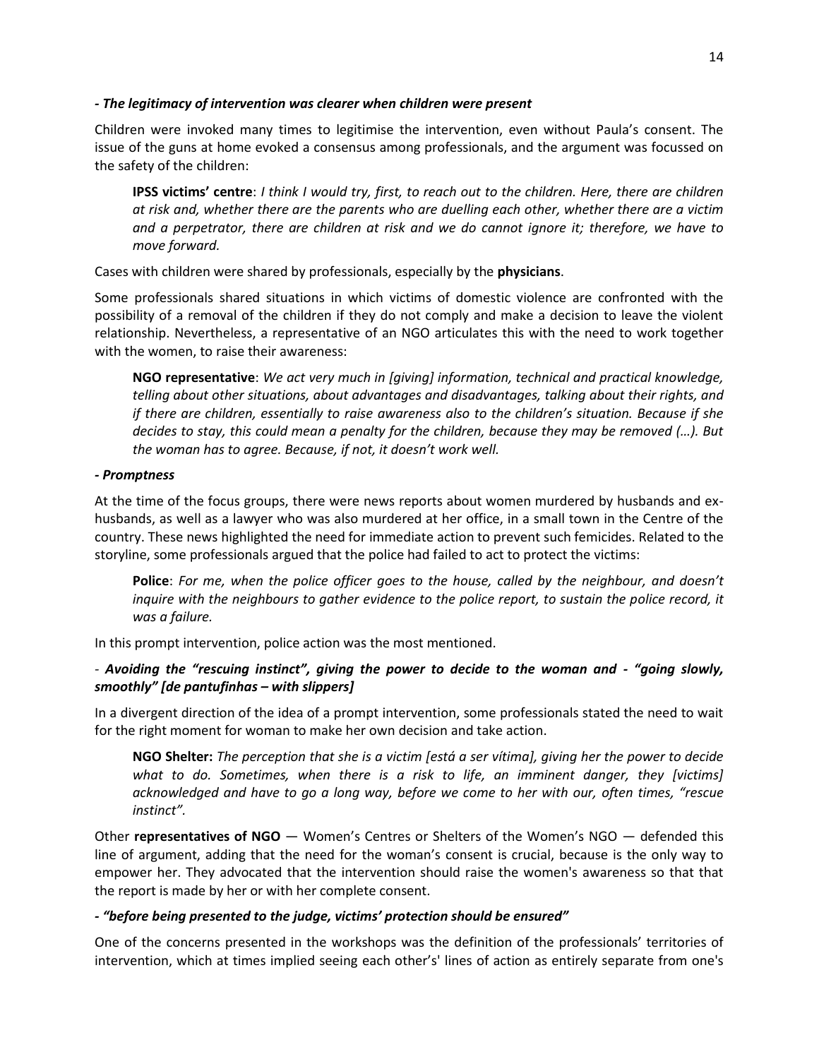***- The legitimacy of intervention was clearer when children were present***

Children were invoked many times to legitimise the intervention, even without Paula's consent. The issue of the guns at home evoked a consensus among professionals, and the argument was focussed on the safety of the children:

> **IPSS victims' centre**: *I think I would try, first, to reach out to the children. Here, there are children at risk and, whether there are the parents who are duelling each other, whether there are a victim and a perpetrator, there are children at risk and we do cannot ignore it; therefore, we have to move forward.*

Cases with children were shared by professionals, especially by the **physicians**.

Some professionals shared situations in which victims of domestic violence are confronted with the possibility of a removal of the children if they do not comply and make a decision to leave the violent relationship. Nevertheless, a representative of an NGO articulates this with the need to work together with the women, to raise their awareness:

> **NGO representative**: *We act very much in [giving] information, technical and practical knowledge, telling about other situations, about advantages and disadvantages, talking about their rights, and if there are children, essentially to raise awareness also to the children's situation. Because if she decides to stay, this could mean a penalty for the children, because they may be removed (…). But the woman has to agree. Because, if not, it doesn't work well.*

***- Promptness***

At the time of the focus groups, there were news reports about women murdered by husbands and ex-husbands, as well as a lawyer who was also murdered at her office, in a small town in the Centre of the country. These news highlighted the need for immediate action to prevent such femicides. Related to the storyline, some professionals argued that the police had failed to act to protect the victims:

> **Police**: *For me, when the police officer goes to the house, called by the neighbour, and doesn't inquire with the neighbours to gather evidence to the police report, to sustain the police record, it was a failure.*

In this prompt intervention, police action was the most mentioned.

- ***Avoiding the "rescuing instinct", giving the power to decide to the woman and - "going slowly, smoothly" [de pantufinhas – with slippers]***

In a divergent direction of the idea of a prompt intervention, some professionals stated the need to wait for the right moment for woman to make her own decision and take action.

> **NGO Shelter:** *The perception that she is a victim [está a ser vítima], giving her the power to decide what to do. Sometimes, when there is a risk to life, an imminent danger, they [victims] acknowledged and have to go a long way, before we come to her with our, often times, "rescue instinct".*

Other **representatives of NGO** — Women's Centres or Shelters of the Women's NGO — defended this line of argument, adding that the need for the woman's consent is crucial, because is the only way to empower her. They advocated that the intervention should raise the women's awareness so that that the report is made by her or with her complete consent.

***- "before being presented to the judge, victims' protection should be ensured"***

One of the concerns presented in the workshops was the definition of the professionals' territories of intervention, which at times implied seeing each other's' lines of action as entirely separate from one's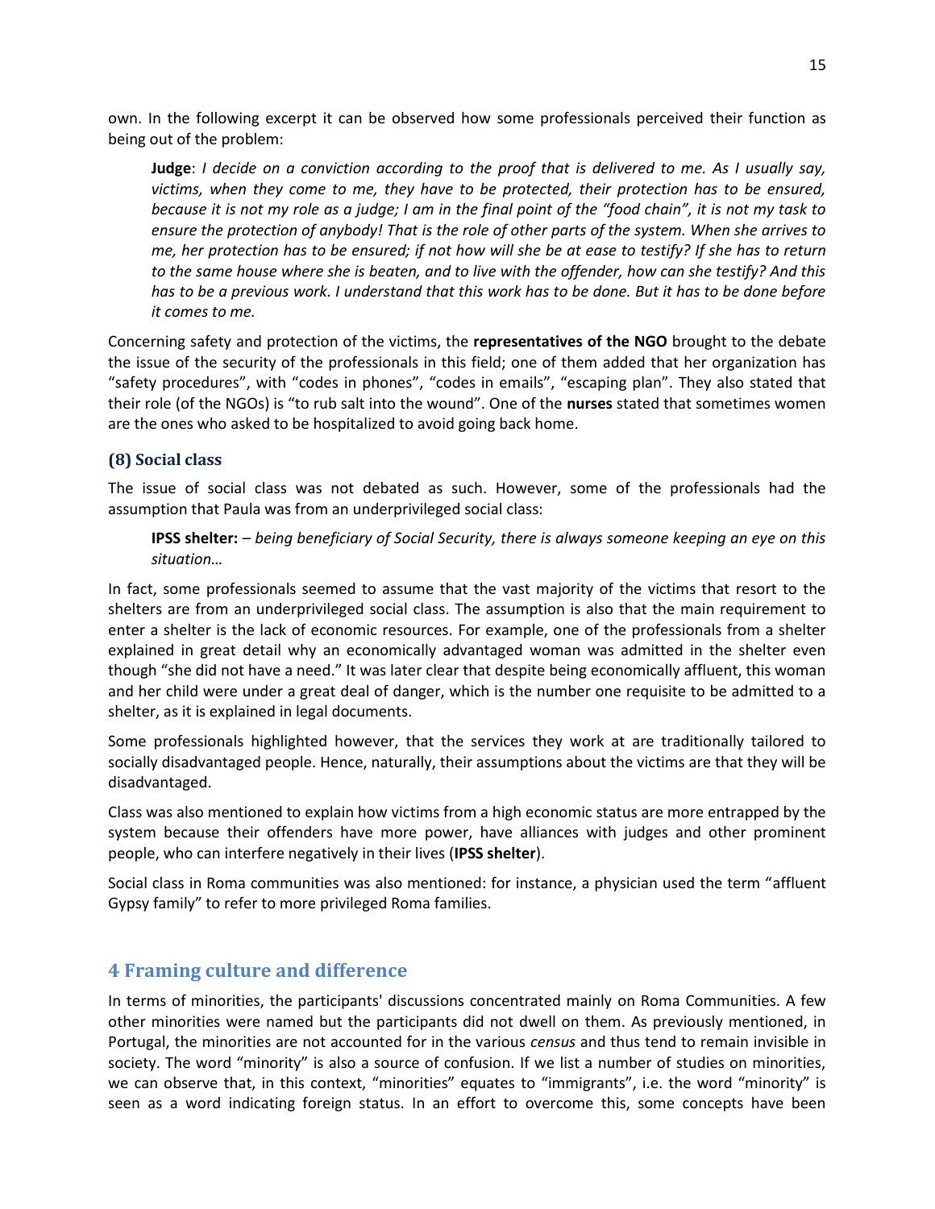own. In the following excerpt it can be observed how some professionals perceived their function as being out of the problem:

> **Judge**: *I decide on a conviction according to the proof that is delivered to me. As I usually say, victims, when they come to me, they have to be protected, their protection has to be ensured, because it is not my role as a judge; I am in the final point of the "food chain", it is not my task to ensure the protection of anybody! That is the role of other parts of the system. When she arrives to me, her protection has to be ensured; if not how will she be at ease to testify? If she has to return to the same house where she is beaten, and to live with the offender, how can she testify? And this has to be a previous work. I understand that this work has to be done. But it has to be done before it comes to me.*

Concerning safety and protection of the victims, the **representatives of the NGO** brought to the debate the issue of the security of the professionals in this field; one of them added that her organization has "safety procedures", with "codes in phones", "codes in emails", "escaping plan". They also stated that their role (of the NGOs) is "to rub salt into the wound". One of the **nurses** stated that sometimes women are the ones who asked to be hospitalized to avoid going back home.

### (8) Social class

The issue of social class was not debated as such. However, some of the professionals had the assumption that Paula was from an underprivileged social class:

> **IPSS shelter:** – *being beneficiary of Social Security, there is always someone keeping an eye on this situation…*

In fact, some professionals seemed to assume that the vast majority of the victims that resort to the shelters are from an underprivileged social class. The assumption is also that the main requirement to enter a shelter is the lack of economic resources. For example, one of the professionals from a shelter explained in great detail why an economically advantaged woman was admitted in the shelter even though "she did not have a need." It was later clear that despite being economically affluent, this woman and her child were under a great deal of danger, which is the number one requisite to be admitted to a shelter, as it is explained in legal documents.

Some professionals highlighted however, that the services they work at are traditionally tailored to socially disadvantaged people. Hence, naturally, their assumptions about the victims are that they will be disadvantaged.

Class was also mentioned to explain how victims from a high economic status are more entrapped by the system because their offenders have more power, have alliances with judges and other prominent people, who can interfere negatively in their lives (**IPSS shelter**).

Social class in Roma communities was also mentioned: for instance, a physician used the term "affluent Gypsy family" to refer to more privileged Roma families.

## 4 Framing culture and difference

In terms of minorities, the participants' discussions concentrated mainly on Roma Communities. A few other minorities were named but the participants did not dwell on them. As previously mentioned, in Portugal, the minorities are not accounted for in the various *census* and thus tend to remain invisible in society. The word "minority" is also a source of confusion. If we list a number of studies on minorities, we can observe that, in this context, "minorities" equates to "immigrants", i.e. the word "minority" is seen as a word indicating foreign status. In an effort to overcome this, some concepts have been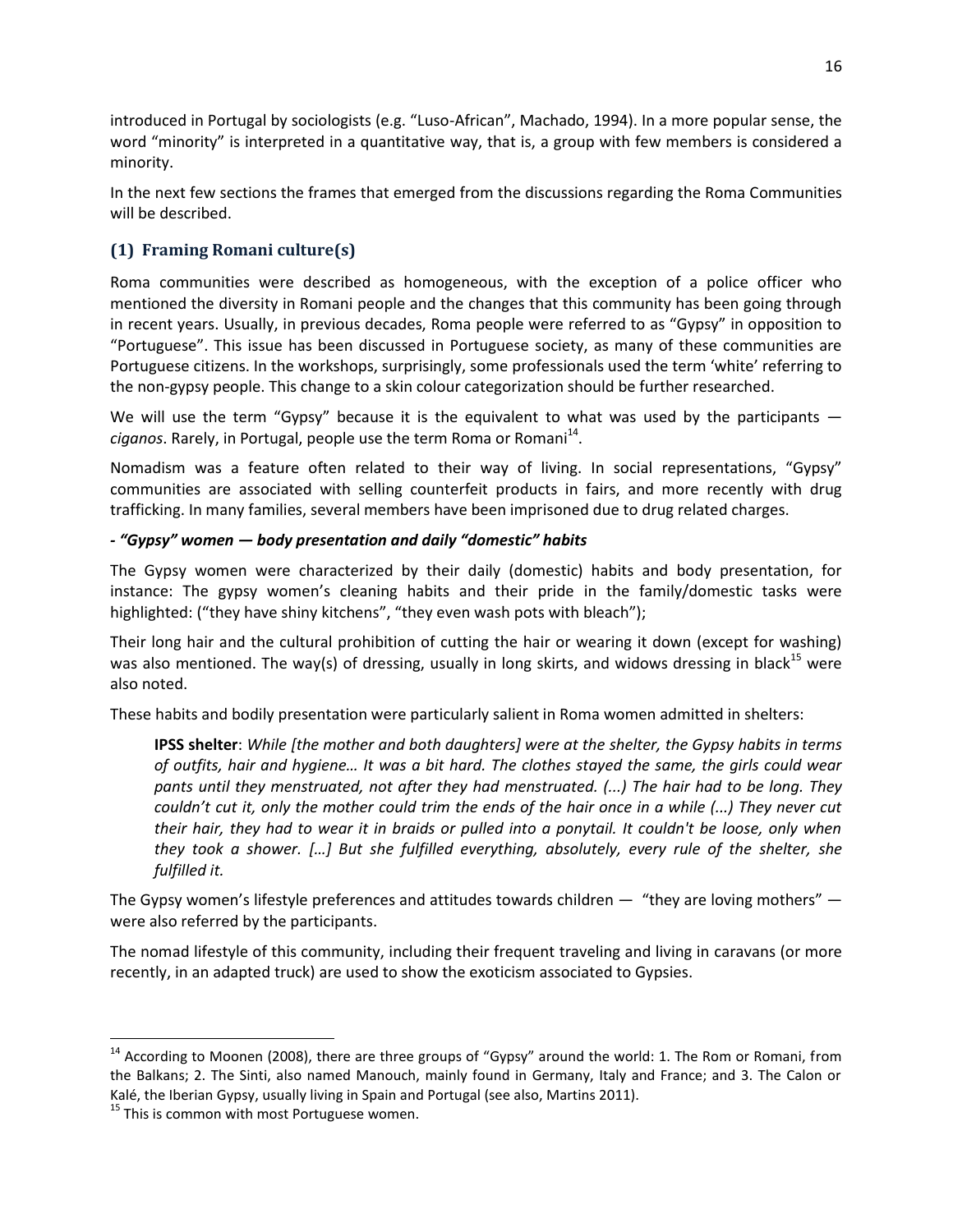introduced in Portugal by sociologists (e.g. "Luso-African", Machado, 1994). In a more popular sense, the word "minority" is interpreted in a quantitative way, that is, a group with few members is considered a minority.

In the next few sections the frames that emerged from the discussions regarding the Roma Communities will be described.

## (1) Framing Romani culture(s)

Roma communities were described as homogeneous, with the exception of a police officer who mentioned the diversity in Romani people and the changes that this community has been going through in recent years. Usually, in previous decades, Roma people were referred to as "Gypsy" in opposition to "Portuguese". This issue has been discussed in Portuguese society, as many of these communities are Portuguese citizens. In the workshops, surprisingly, some professionals used the term 'white' referring to the non-gypsy people. This change to a skin colour categorization should be further researched.

We will use the term "Gypsy" because it is the equivalent to what was used by the participants — *ciganos*. Rarely, in Portugal, people use the term Roma or Romani[14].

Nomadism was a feature often related to their way of living. In social representations, "Gypsy" communities are associated with selling counterfeit products in fairs, and more recently with drug trafficking. In many families, several members have been imprisoned due to drug related charges.

### *- "Gypsy" women — body presentation and daily "domestic" habits*

The Gypsy women were characterized by their daily (domestic) habits and body presentation, for instance: The gypsy women's cleaning habits and their pride in the family/domestic tasks were highlighted: ("they have shiny kitchens", "they even wash pots with bleach");

Their long hair and the cultural prohibition of cutting the hair or wearing it down (except for washing) was also mentioned. The way(s) of dressing, usually in long skirts, and widows dressing in black[15] were also noted.

These habits and bodily presentation were particularly salient in Roma women admitted in shelters:

> **IPSS shelter**: *While [the mother and both daughters] were at the shelter, the Gypsy habits in terms of outfits, hair and hygiene… It was a bit hard. The clothes stayed the same, the girls could wear pants until they menstruated, not after they had menstruated. (...) The hair had to be long. They couldn't cut it, only the mother could trim the ends of the hair once in a while (...) They never cut their hair, they had to wear it in braids or pulled into a ponytail. It couldn't be loose, only when they took a shower. […] But she fulfilled everything, absolutely, every rule of the shelter, she fulfilled it.*

The Gypsy women's lifestyle preferences and attitudes towards children — "they are loving mothers" — were also referred by the participants.

The nomad lifestyle of this community, including their frequent traveling and living in caravans (or more recently, in an adapted truck) are used to show the exoticism associated to Gypsies.

---

[14] According to Moonen (2008), there are three groups of "Gypsy" around the world: 1. The Rom or Romani, from the Balkans; 2. The Sinti, also named Manouch, mainly found in Germany, Italy and France; and 3. The Calon or Kalé, the Iberian Gypsy, usually living in Spain and Portugal (see also, Martins 2011).

[15] This is common with most Portuguese women.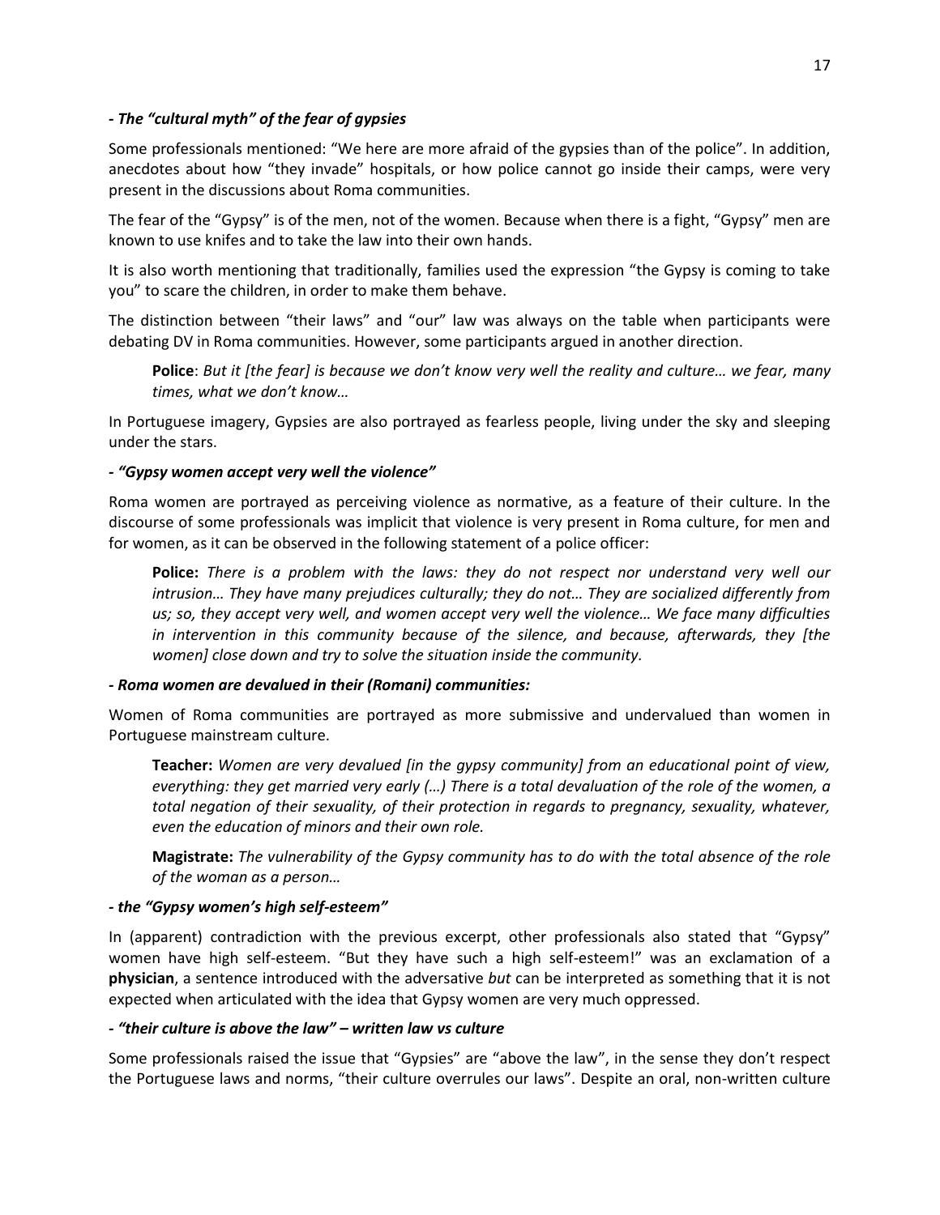***- The "cultural myth" of the fear of gypsies***

Some professionals mentioned: "We here are more afraid of the gypsies than of the police". In addition, anecdotes about how "they invade" hospitals, or how police cannot go inside their camps, were very present in the discussions about Roma communities.

The fear of the "Gypsy" is of the men, not of the women. Because when there is a fight, "Gypsy" men are known to use knifes and to take the law into their own hands.

It is also worth mentioning that traditionally, families used the expression "the Gypsy is coming to take you" to scare the children, in order to make them behave.

The distinction between "their laws" and "our" law was always on the table when participants were debating DV in Roma communities. However, some participants argued in another direction.

> **Police**: *But it [the fear] is because we don't know very well the reality and culture… we fear, many times, what we don't know…*

In Portuguese imagery, Gypsies are also portrayed as fearless people, living under the sky and sleeping under the stars.

***- "Gypsy women accept very well the violence"***

Roma women are portrayed as perceiving violence as normative, as a feature of their culture. In the discourse of some professionals was implicit that violence is very present in Roma culture, for men and for women, as it can be observed in the following statement of a police officer:

> **Police:** *There is a problem with the laws: they do not respect nor understand very well our intrusion… They have many prejudices culturally; they do not… They are socialized differently from us; so, they accept very well, and women accept very well the violence… We face many difficulties in intervention in this community because of the silence, and because, afterwards, they [the women] close down and try to solve the situation inside the community.*

***- Roma women are devalued in their (Romani) communities:***

Women of Roma communities are portrayed as more submissive and undervalued than women in Portuguese mainstream culture.

> **Teacher:** *Women are very devalued [in the gypsy community] from an educational point of view, everything: they get married very early (…) There is a total devaluation of the role of the women, a total negation of their sexuality, of their protection in regards to pregnancy, sexuality, whatever, even the education of minors and their own role.*

> **Magistrate:** *The vulnerability of the Gypsy community has to do with the total absence of the role of the woman as a person…*

***- the "Gypsy women's high self-esteem"***

In (apparent) contradiction with the previous excerpt, other professionals also stated that "Gypsy" women have high self-esteem. "But they have such a high self-esteem!" was an exclamation of a **physician**, a sentence introduced with the adversative *but* can be interpreted as something that it is not expected when articulated with the idea that Gypsy women are very much oppressed.

***- "their culture is above the law" – written law vs culture***

Some professionals raised the issue that "Gypsies" are "above the law", in the sense they don't respect the Portuguese laws and norms, "their culture overrules our laws". Despite an oral, non-written culture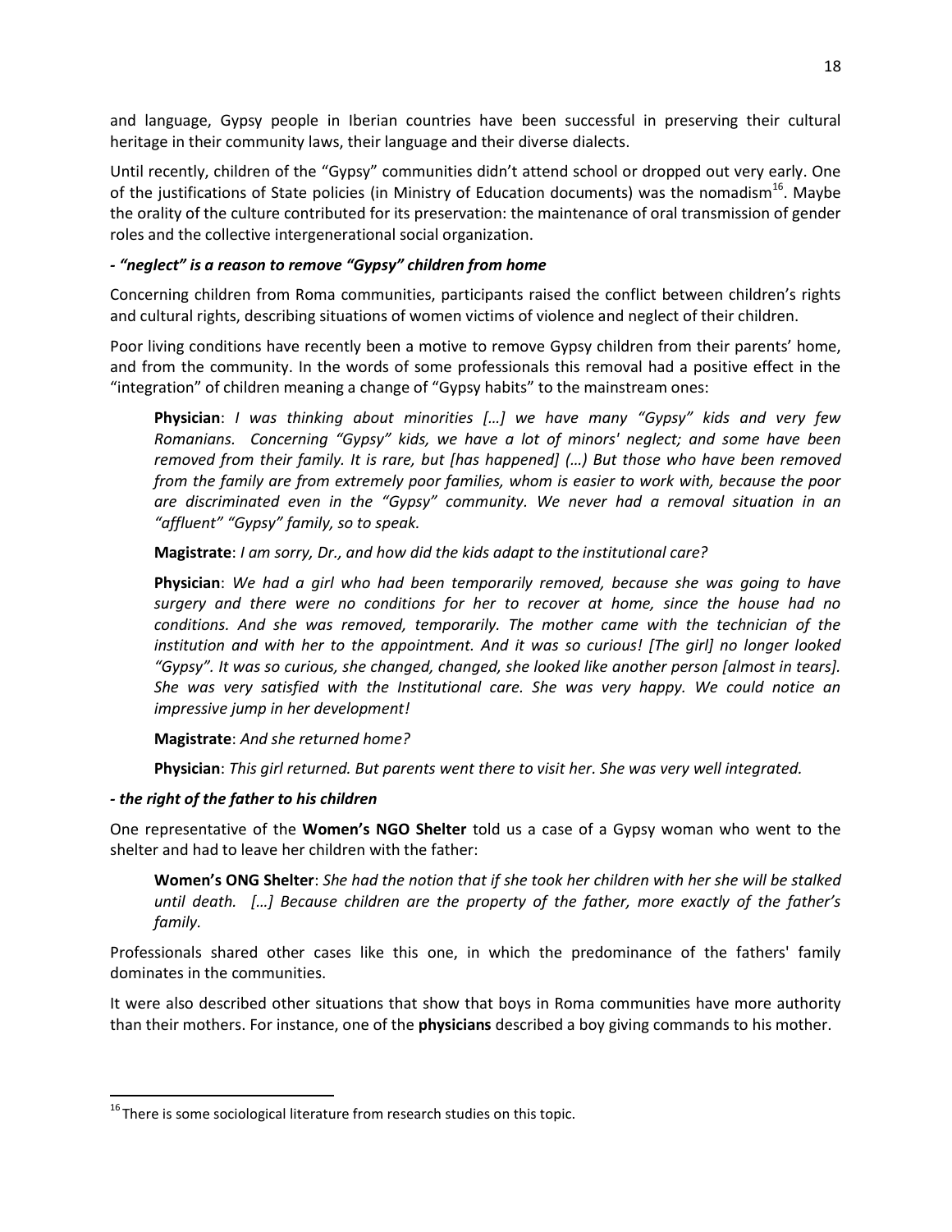and language, Gypsy people in Iberian countries have been successful in preserving their cultural heritage in their community laws, their language and their diverse dialects.

Until recently, children of the "Gypsy" communities didn't attend school or dropped out very early. One of the justifications of State policies (in Ministry of Education documents) was the nomadism[16]. Maybe the orality of the culture contributed for its preservation: the maintenance of oral transmission of gender roles and the collective intergenerational social organization.

***- "neglect" is a reason to remove "Gypsy" children from home***

Concerning children from Roma communities, participants raised the conflict between children's rights and cultural rights, describing situations of women victims of violence and neglect of their children.

Poor living conditions have recently been a motive to remove Gypsy children from their parents' home, and from the community. In the words of some professionals this removal had a positive effect in the "integration" of children meaning a change of "Gypsy habits" to the mainstream ones:

> **Physician**: *I was thinking about minorities […] we have many "Gypsy" kids and very few Romanians. Concerning "Gypsy" kids, we have a lot of minors' neglect; and some have been removed from their family. It is rare, but [has happened] (…) But those who have been removed from the family are from extremely poor families, whom is easier to work with, because the poor are discriminated even in the "Gypsy" community. We never had a removal situation in an "affluent" "Gypsy" family, so to speak.*
>
> **Magistrate**: *I am sorry, Dr., and how did the kids adapt to the institutional care?*
>
> **Physician**: *We had a girl who had been temporarily removed, because she was going to have surgery and there were no conditions for her to recover at home, since the house had no conditions. And she was removed, temporarily. The mother came with the technician of the institution and with her to the appointment. And it was so curious! [The girl] no longer looked "Gypsy". It was so curious, she changed, changed, she looked like another person [almost in tears]. She was very satisfied with the Institutional care. She was very happy. We could notice an impressive jump in her development!*
>
> **Magistrate**: *And she returned home?*
>
> **Physician**: *This girl returned. But parents went there to visit her. She was very well integrated.*

***- the right of the father to his children***

One representative of the **Women's NGO Shelter** told us a case of a Gypsy woman who went to the shelter and had to leave her children with the father:

> **Women's ONG Shelter**: *She had the notion that if she took her children with her she will be stalked until death. […] Because children are the property of the father, more exactly of the father's family.*

Professionals shared other cases like this one, in which the predominance of the fathers' family dominates in the communities.

It were also described other situations that show that boys in Roma communities have more authority than their mothers. For instance, one of the **physicians** described a boy giving commands to his mother.

---

[16] There is some sociological literature from research studies on this topic.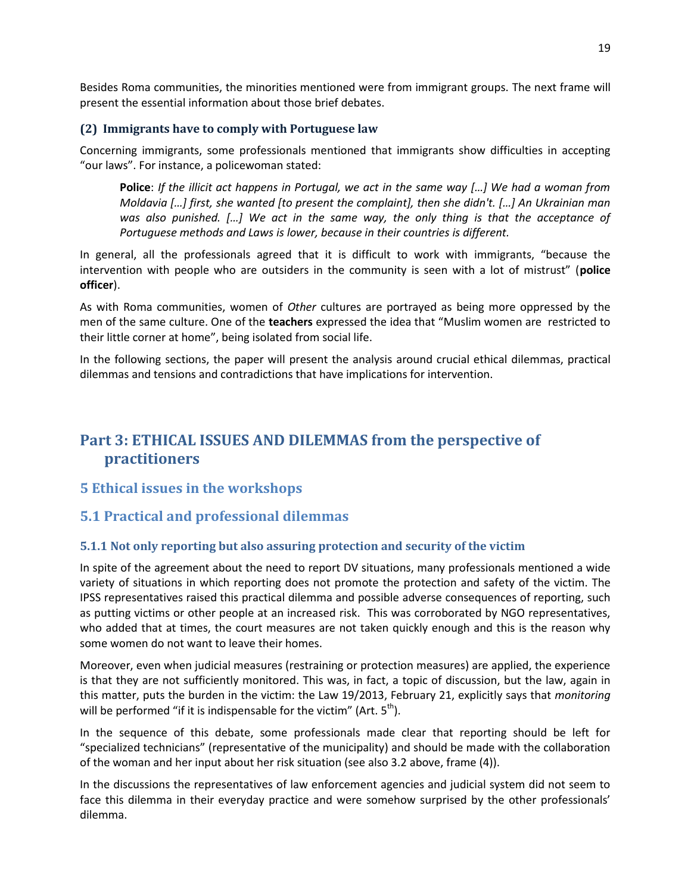Besides Roma communities, the minorities mentioned were from immigrant groups. The next frame will present the essential information about those brief debates.

### (2) Immigrants have to comply with Portuguese law

Concerning immigrants, some professionals mentioned that immigrants show difficulties in accepting "our laws". For instance, a policewoman stated:

> **Police**: *If the illicit act happens in Portugal, we act in the same way […] We had a woman from Moldavia […] first, she wanted [to present the complaint], then she didn't. […] An Ukrainian man was also punished. […] We act in the same way, the only thing is that the acceptance of Portuguese methods and Laws is lower, because in their countries is different.*

In general, all the professionals agreed that it is difficult to work with immigrants, "because the intervention with people who are outsiders in the community is seen with a lot of mistrust" (**police officer**).

As with Roma communities, women of *Other* cultures are portrayed as being more oppressed by the men of the same culture. One of the **teachers** expressed the idea that "Muslim women are restricted to their little corner at home", being isolated from social life.

In the following sections, the paper will present the analysis around crucial ethical dilemmas, practical dilemmas and tensions and contradictions that have implications for intervention.

# Part 3: ETHICAL ISSUES AND DILEMMAS from the perspective of practitioners

## 5 Ethical issues in the workshops

## 5.1 Practical and professional dilemmas

### 5.1.1 Not only reporting but also assuring protection and security of the victim

In spite of the agreement about the need to report DV situations, many professionals mentioned a wide variety of situations in which reporting does not promote the protection and safety of the victim. The IPSS representatives raised this practical dilemma and possible adverse consequences of reporting, such as putting victims or other people at an increased risk. This was corroborated by NGO representatives, who added that at times, the court measures are not taken quickly enough and this is the reason why some women do not want to leave their homes.

Moreover, even when judicial measures (restraining or protection measures) are applied, the experience is that they are not sufficiently monitored. This was, in fact, a topic of discussion, but the law, again in this matter, puts the burden in the victim: the Law 19/2013, February 21, explicitly says that *monitoring* will be performed "if it is indispensable for the victim" (Art. 5th).

In the sequence of this debate, some professionals made clear that reporting should be left for "specialized technicians" (representative of the municipality) and should be made with the collaboration of the woman and her input about her risk situation (see also 3.2 above, frame (4)).

In the discussions the representatives of law enforcement agencies and judicial system did not seem to face this dilemma in their everyday practice and were somehow surprised by the other professionals' dilemma.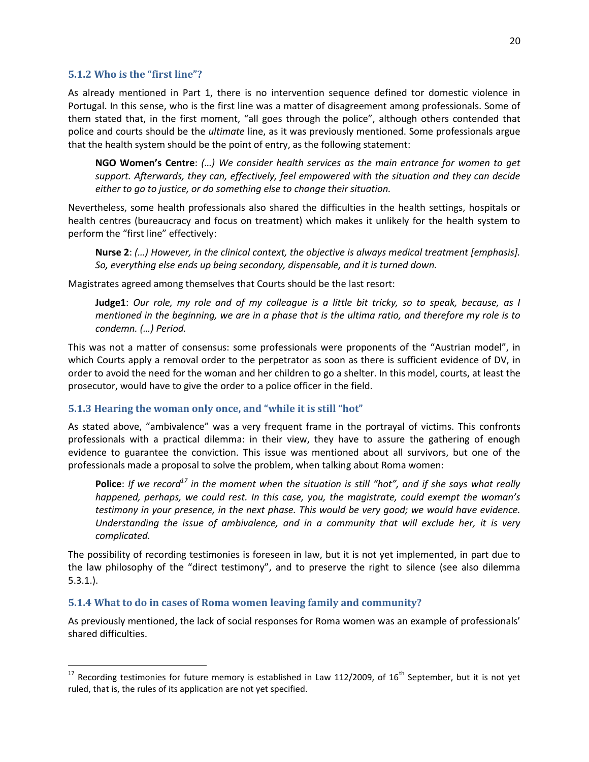### 5.1.2 Who is the "first line"?

As already mentioned in Part 1, there is no intervention sequence defined tor domestic violence in Portugal. In this sense, who is the first line was a matter of disagreement among professionals. Some of them stated that, in the first moment, "all goes through the police", although others contended that police and courts should be the *ultimate* line, as it was previously mentioned. Some professionals argue that the health system should be the point of entry, as the following statement:

> **NGO Women's Centre**: *(…) We consider health services as the main entrance for women to get support. Afterwards, they can, effectively, feel empowered with the situation and they can decide either to go to justice, or do something else to change their situation.*

Nevertheless, some health professionals also shared the difficulties in the health settings, hospitals or health centres (bureaucracy and focus on treatment) which makes it unlikely for the health system to perform the "first line" effectively:

> **Nurse 2**: *(…) However, in the clinical context, the objective is always medical treatment [emphasis]. So, everything else ends up being secondary, dispensable, and it is turned down.*

Magistrates agreed among themselves that Courts should be the last resort:

> **Judge1**: *Our role, my role and of my colleague is a little bit tricky, so to speak, because, as I mentioned in the beginning, we are in a phase that is the ultima ratio, and therefore my role is to condemn. (…) Period.*

This was not a matter of consensus: some professionals were proponents of the "Austrian model", in which Courts apply a removal order to the perpetrator as soon as there is sufficient evidence of DV, in order to avoid the need for the woman and her children to go a shelter. In this model, courts, at least the prosecutor, would have to give the order to a police officer in the field.

### 5.1.3 Hearing the woman only once, and "while it is still "hot"

As stated above, "ambivalence" was a very frequent frame in the portrayal of victims. This confronts professionals with a practical dilemma: in their view, they have to assure the gathering of enough evidence to guarantee the conviction. This issue was mentioned about all survivors, but one of the professionals made a proposal to solve the problem, when talking about Roma women:

> **Police**: *If we record[17] in the moment when the situation is still "hot", and if she says what really happened, perhaps, we could rest. In this case, you, the magistrate, could exempt the woman's testimony in your presence, in the next phase. This would be very good; we would have evidence. Understanding the issue of ambivalence, and in a community that will exclude her, it is very complicated.*

The possibility of recording testimonies is foreseen in law, but it is not yet implemented, in part due to the law philosophy of the "direct testimony", and to preserve the right to silence (see also dilemma 5.3.1.).

### 5.1.4 What to do in cases of Roma women leaving family and community?

As previously mentioned, the lack of social responses for Roma women was an example of professionals' shared difficulties.

---

[17] Recording testimonies for future memory is established in Law 112/2009, of 16th September, but it is not yet ruled, that is, the rules of its application are not yet specified.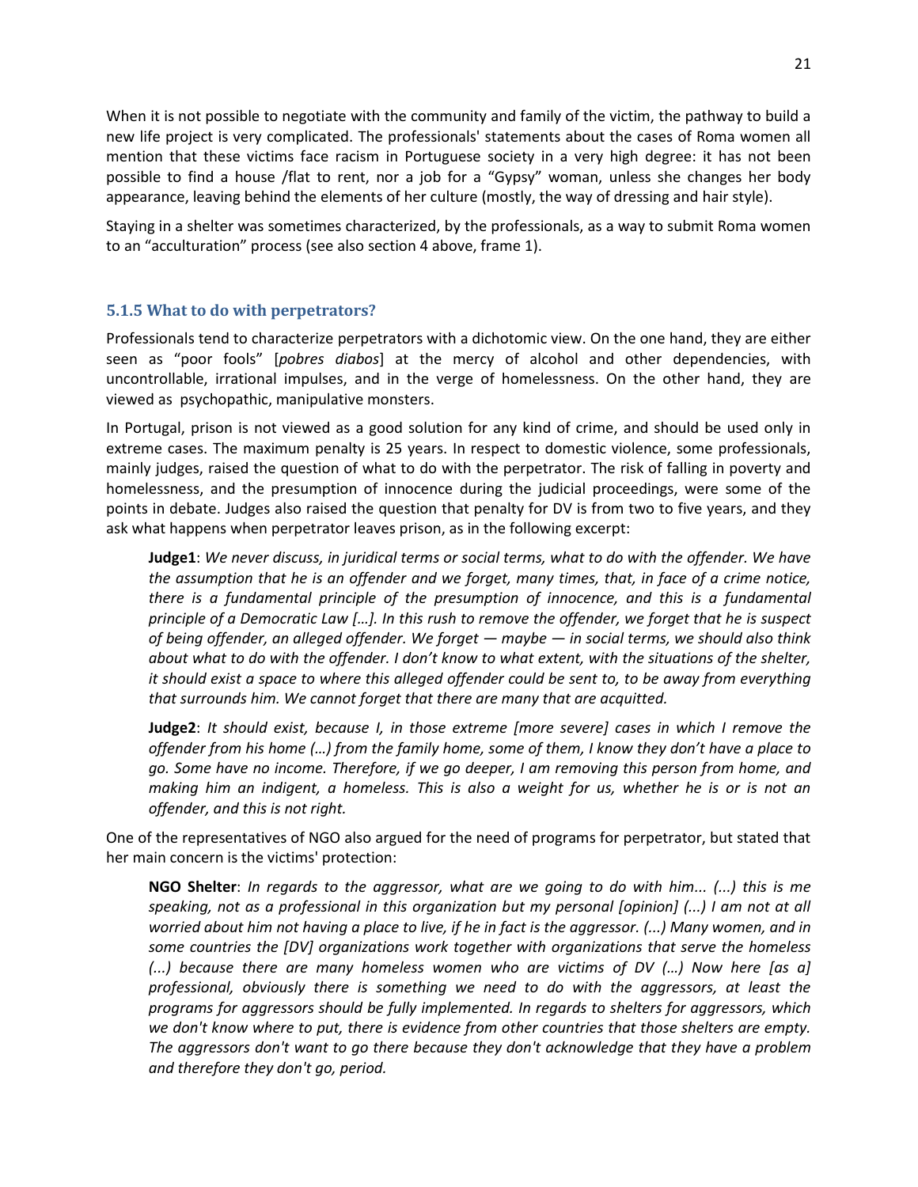When it is not possible to negotiate with the community and family of the victim, the pathway to build a new life project is very complicated. The professionals' statements about the cases of Roma women all mention that these victims face racism in Portuguese society in a very high degree: it has not been possible to find a house /flat to rent, nor a job for a "Gypsy" woman, unless she changes her body appearance, leaving behind the elements of her culture (mostly, the way of dressing and hair style).

Staying in a shelter was sometimes characterized, by the professionals, as a way to submit Roma women to an "acculturation" process (see also section 4 above, frame 1).

### 5.1.5 What to do with perpetrators?

Professionals tend to characterize perpetrators with a dichotomic view. On the one hand, they are either seen as "poor fools" [*pobres diabos*] at the mercy of alcohol and other dependencies, with uncontrollable, irrational impulses, and in the verge of homelessness. On the other hand, they are viewed as psychopathic, manipulative monsters.

In Portugal, prison is not viewed as a good solution for any kind of crime, and should be used only in extreme cases. The maximum penalty is 25 years. In respect to domestic violence, some professionals, mainly judges, raised the question of what to do with the perpetrator. The risk of falling in poverty and homelessness, and the presumption of innocence during the judicial proceedings, were some of the points in debate. Judges also raised the question that penalty for DV is from two to five years, and they ask what happens when perpetrator leaves prison, as in the following excerpt:

> **Judge1**: *We never discuss, in juridical terms or social terms, what to do with the offender. We have the assumption that he is an offender and we forget, many times, that, in face of a crime notice, there is a fundamental principle of the presumption of innocence, and this is a fundamental principle of a Democratic Law […]. In this rush to remove the offender, we forget that he is suspect of being offender, an alleged offender. We forget — maybe — in social terms, we should also think about what to do with the offender. I don't know to what extent, with the situations of the shelter, it should exist a space to where this alleged offender could be sent to, to be away from everything that surrounds him. We cannot forget that there are many that are acquitted.*

> **Judge2**: *It should exist, because I, in those extreme [more severe] cases in which I remove the offender from his home (…) from the family home, some of them, I know they don't have a place to go. Some have no income. Therefore, if we go deeper, I am removing this person from home, and making him an indigent, a homeless. This is also a weight for us, whether he is or is not an offender, and this is not right.*

One of the representatives of NGO also argued for the need of programs for perpetrator, but stated that her main concern is the victims' protection:

> **NGO Shelter**: *In regards to the aggressor, what are we going to do with him... (...) this is me speaking, not as a professional in this organization but my personal [opinion] (...) I am not at all worried about him not having a place to live, if he in fact is the aggressor. (...) Many women, and in some countries the [DV] organizations work together with organizations that serve the homeless (...) because there are many homeless women who are victims of DV (…) Now here [as a] professional, obviously there is something we need to do with the aggressors, at least the programs for aggressors should be fully implemented. In regards to shelters for aggressors, which we don't know where to put, there is evidence from other countries that those shelters are empty. The aggressors don't want to go there because they don't acknowledge that they have a problem and therefore they don't go, period.*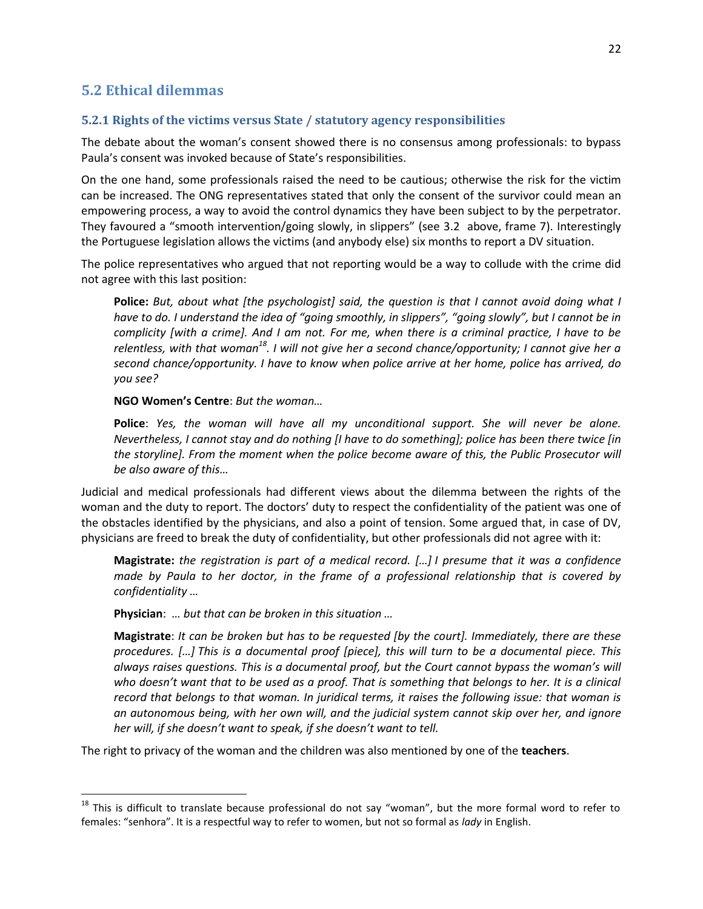## 5.2 Ethical dilemmas

### 5.2.1 Rights of the victims versus State / statutory agency responsibilities

The debate about the woman's consent showed there is no consensus among professionals: to bypass Paula's consent was invoked because of State's responsibilities.

On the one hand, some professionals raised the need to be cautious; otherwise the risk for the victim can be increased. The ONG representatives stated that only the consent of the survivor could mean an empowering process, a way to avoid the control dynamics they have been subject to by the perpetrator. They favoured a "smooth intervention/going slowly, in slippers" (see 3.2 above, frame 7). Interestingly the Portuguese legislation allows the victims (and anybody else) six months to report a DV situation.

The police representatives who argued that not reporting would be a way to collude with the crime did not agree with this last position:

> **Police:** *But, about what [the psychologist] said, the question is that I cannot avoid doing what I have to do. I understand the idea of "going smoothly, in slippers", "going slowly", but I cannot be in complicity [with a crime]. And I am not. For me, when there is a criminal practice, I have to be relentless, with that woman*[18]*. I will not give her a second chance/opportunity; I cannot give her a second chance/opportunity. I have to know when police arrive at her home, police has arrived, do you see?*
>
> **NGO Women's Centre**: *But the woman…*
>
> **Police**: *Yes, the woman will have all my unconditional support. She will never be alone. Nevertheless, I cannot stay and do nothing [I have to do something]; police has been there twice [in the storyline]. From the moment when the police become aware of this, the Public Prosecutor will be also aware of this…*

Judicial and medical professionals had different views about the dilemma between the rights of the woman and the duty to report. The doctors' duty to respect the confidentiality of the patient was one of the obstacles identified by the physicians, and also a point of tension. Some argued that, in case of DV, physicians are freed to break the duty of confidentiality, but other professionals did not agree with it:

> **Magistrate:** *the registration is part of a medical record. […] I presume that it was a confidence made by Paula to her doctor, in the frame of a professional relationship that is covered by confidentiality …*
>
> **Physician**: *… but that can be broken in this situation …*
>
> **Magistrate**: *It can be broken but has to be requested [by the court]. Immediately, there are these procedures. […] This is a documental proof [piece], this will turn to be a documental piece. This always raises questions. This is a documental proof, but the Court cannot bypass the woman's will who doesn't want that to be used as a proof. That is something that belongs to her. It is a clinical record that belongs to that woman. In juridical terms, it raises the following issue: that woman is an autonomous being, with her own will, and the judicial system cannot skip over her, and ignore her will, if she doesn't want to speak, if she doesn't want to tell.*

The right to privacy of the woman and the children was also mentioned by one of the **teachers**.

---

[18] This is difficult to translate because professional do not say "woman", but the more formal word to refer to females: "senhora". It is a respectful way to refer to women, but not so formal as *lady* in English.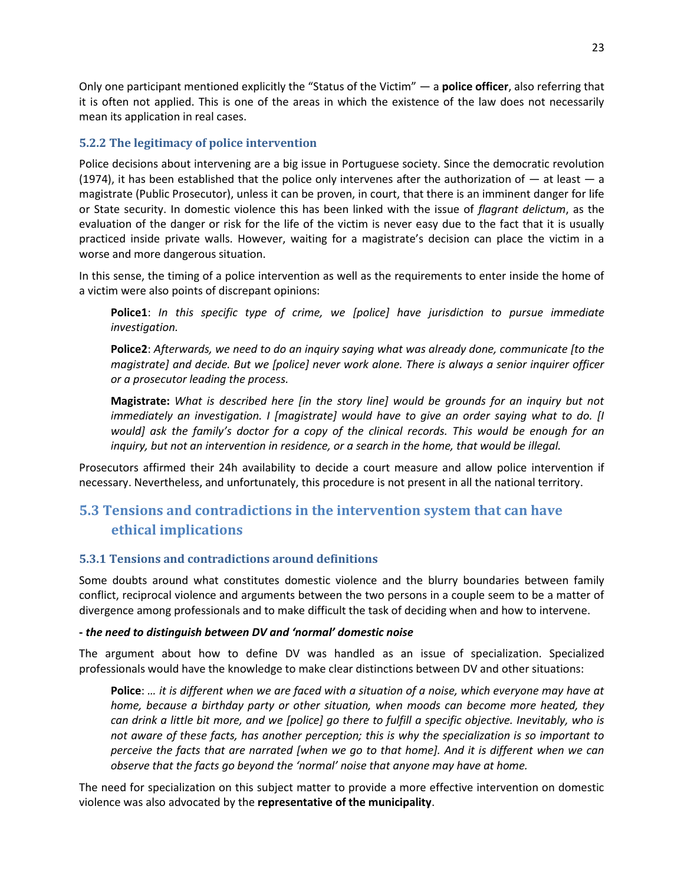Only one participant mentioned explicitly the "Status of the Victim" — a **police officer**, also referring that it is often not applied. This is one of the areas in which the existence of the law does not necessarily mean its application in real cases.

### 5.2.2 The legitimacy of police intervention

Police decisions about intervening are a big issue in Portuguese society. Since the democratic revolution (1974), it has been established that the police only intervenes after the authorization of — at least — a magistrate (Public Prosecutor), unless it can be proven, in court, that there is an imminent danger for life or State security. In domestic violence this has been linked with the issue of *flagrant delictum*, as the evaluation of the danger or risk for the life of the victim is never easy due to the fact that it is usually practiced inside private walls. However, waiting for a magistrate's decision can place the victim in a worse and more dangerous situation.

In this sense, the timing of a police intervention as well as the requirements to enter inside the home of a victim were also points of discrepant opinions:

> **Police1**: *In this specific type of crime, we [police] have jurisdiction to pursue immediate investigation.*
>
> **Police2**: *Afterwards, we need to do an inquiry saying what was already done, communicate [to the magistrate] and decide. But we [police] never work alone. There is always a senior inquirer officer or a prosecutor leading the process.*
>
> **Magistrate:** *What is described here [in the story line] would be grounds for an inquiry but not immediately an investigation. I [magistrate] would have to give an order saying what to do. [I would] ask the family's doctor for a copy of the clinical records. This would be enough for an inquiry, but not an intervention in residence, or a search in the home, that would be illegal.*

Prosecutors affirmed their 24h availability to decide a court measure and allow police intervention if necessary. Nevertheless, and unfortunately, this procedure is not present in all the national territory.

## 5.3 Tensions and contradictions in the intervention system that can have ethical implications

### 5.3.1 Tensions and contradictions around definitions

Some doubts around what constitutes domestic violence and the blurry boundaries between family conflict, reciprocal violence and arguments between the two persons in a couple seem to be a matter of divergence among professionals and to make difficult the task of deciding when and how to intervene.

***- the need to distinguish between DV and 'normal' domestic noise***

The argument about how to define DV was handled as an issue of specialization. Specialized professionals would have the knowledge to make clear distinctions between DV and other situations:

> **Police**: *... it is different when we are faced with a situation of a noise, which everyone may have at home, because a birthday party or other situation, when moods can become more heated, they can drink a little bit more, and we [police] go there to fulfill a specific objective. Inevitably, who is not aware of these facts, has another perception; this is why the specialization is so important to perceive the facts that are narrated [when we go to that home]. And it is different when we can observe that the facts go beyond the 'normal' noise that anyone may have at home.*

The need for specialization on this subject matter to provide a more effective intervention on domestic violence was also advocated by the **representative of the municipality**.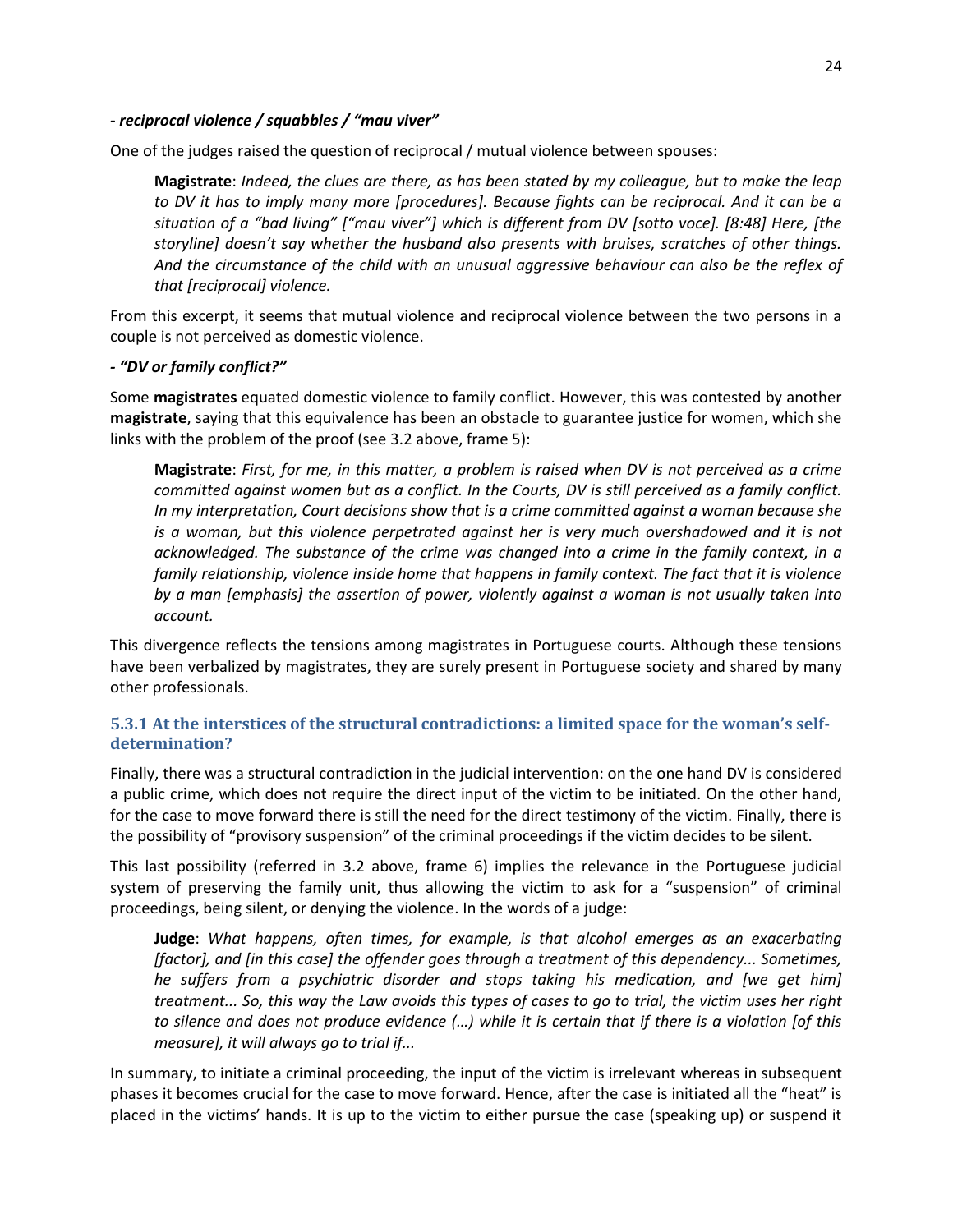***- reciprocal violence / squabbles / "mau viver"***

One of the judges raised the question of reciprocal / mutual violence between spouses:

> **Magistrate**: *Indeed, the clues are there, as has been stated by my colleague, but to make the leap to DV it has to imply many more [procedures]. Because fights can be reciprocal. And it can be a situation of a "bad living" ["mau viver"] which is different from DV [sotto voce]. [8:48] Here, [the storyline] doesn't say whether the husband also presents with bruises, scratches of other things. And the circumstance of the child with an unusual aggressive behaviour can also be the reflex of that [reciprocal] violence.*

From this excerpt, it seems that mutual violence and reciprocal violence between the two persons in a couple is not perceived as domestic violence.

***- "DV or family conflict?"***

Some **magistrates** equated domestic violence to family conflict. However, this was contested by another **magistrate**, saying that this equivalence has been an obstacle to guarantee justice for women, which she links with the problem of the proof (see 3.2 above, frame 5):

> **Magistrate**: *First, for me, in this matter, a problem is raised when DV is not perceived as a crime committed against women but as a conflict. In the Courts, DV is still perceived as a family conflict. In my interpretation, Court decisions show that is a crime committed against a woman because she is a woman, but this violence perpetrated against her is very much overshadowed and it is not acknowledged. The substance of the crime was changed into a crime in the family context, in a family relationship, violence inside home that happens in family context. The fact that it is violence by a man [emphasis] the assertion of power, violently against a woman is not usually taken into account.*

This divergence reflects the tensions among magistrates in Portuguese courts. Although these tensions have been verbalized by magistrates, they are surely present in Portuguese society and shared by many other professionals.

### 5.3.1 At the interstices of the structural contradictions: a limited space for the woman's self-determination?

Finally, there was a structural contradiction in the judicial intervention: on the one hand DV is considered a public crime, which does not require the direct input of the victim to be initiated. On the other hand, for the case to move forward there is still the need for the direct testimony of the victim. Finally, there is the possibility of "provisory suspension" of the criminal proceedings if the victim decides to be silent.

This last possibility (referred in 3.2 above, frame 6) implies the relevance in the Portuguese judicial system of preserving the family unit, thus allowing the victim to ask for a "suspension" of criminal proceedings, being silent, or denying the violence. In the words of a judge:

> **Judge**: *What happens, often times, for example, is that alcohol emerges as an exacerbating [factor], and [in this case] the offender goes through a treatment of this dependency... Sometimes, he suffers from a psychiatric disorder and stops taking his medication, and [we get him] treatment... So, this way the Law avoids this types of cases to go to trial, the victim uses her right to silence and does not produce evidence (…) while it is certain that if there is a violation [of this measure], it will always go to trial if...*

In summary, to initiate a criminal proceeding, the input of the victim is irrelevant whereas in subsequent phases it becomes crucial for the case to move forward. Hence, after the case is initiated all the "heat" is placed in the victims' hands. It is up to the victim to either pursue the case (speaking up) or suspend it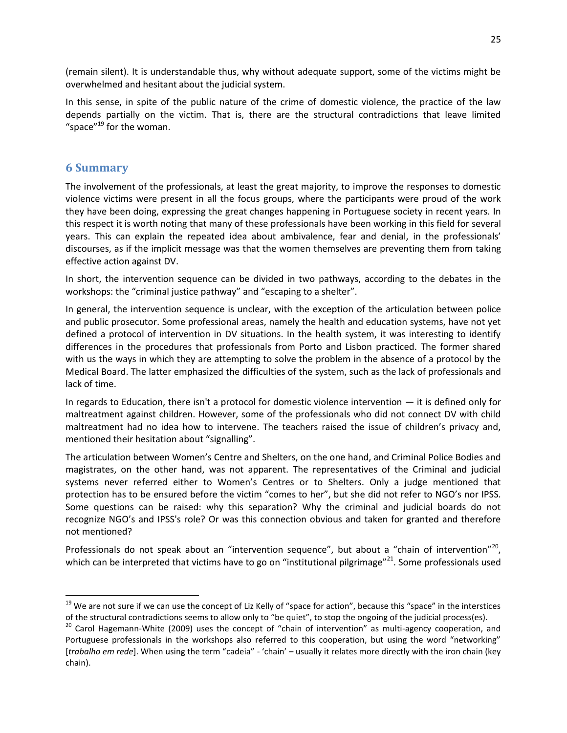(remain silent). It is understandable thus, why without adequate support, some of the victims might be overwhelmed and hesitant about the judicial system.

In this sense, in spite of the public nature of the crime of domestic violence, the practice of the law depends partially on the victim. That is, there are the structural contradictions that leave limited "space"[19] for the woman.

## 6 Summary

The involvement of the professionals, at least the great majority, to improve the responses to domestic violence victims were present in all the focus groups, where the participants were proud of the work they have been doing, expressing the great changes happening in Portuguese society in recent years. In this respect it is worth noting that many of these professionals have been working in this field for several years. This can explain the repeated idea about ambivalence, fear and denial, in the professionals' discourses, as if the implicit message was that the women themselves are preventing them from taking effective action against DV.

In short, the intervention sequence can be divided in two pathways, according to the debates in the workshops: the "criminal justice pathway" and "escaping to a shelter".

In general, the intervention sequence is unclear, with the exception of the articulation between police and public prosecutor. Some professional areas, namely the health and education systems, have not yet defined a protocol of intervention in DV situations. In the health system, it was interesting to identify differences in the procedures that professionals from Porto and Lisbon practiced. The former shared with us the ways in which they are attempting to solve the problem in the absence of a protocol by the Medical Board. The latter emphasized the difficulties of the system, such as the lack of professionals and lack of time.

In regards to Education, there isn't a protocol for domestic violence intervention — it is defined only for maltreatment against children. However, some of the professionals who did not connect DV with child maltreatment had no idea how to intervene. The teachers raised the issue of children's privacy and, mentioned their hesitation about "signalling".

The articulation between Women's Centre and Shelters, on the one hand, and Criminal Police Bodies and magistrates, on the other hand, was not apparent. The representatives of the Criminal and judicial systems never referred either to Women's Centres or to Shelters. Only a judge mentioned that protection has to be ensured before the victim "comes to her", but she did not refer to NGO's nor IPSS. Some questions can be raised: why this separation? Why the criminal and judicial boards do not recognize NGO's and IPSS's role? Or was this connection obvious and taken for granted and therefore not mentioned?

Professionals do not speak about an "intervention sequence", but about a "chain of intervention"[20], which can be interpreted that victims have to go on "institutional pilgrimage"[21]. Some professionals used

---

[19] We are not sure if we can use the concept of Liz Kelly of "space for action", because this "space" in the interstices of the structural contradictions seems to allow only to "be quiet", to stop the ongoing of the judicial process(es).

[20] Carol Hagemann-White (2009) uses the concept of "chain of intervention" as multi-agency cooperation, and Portuguese professionals in the workshops also referred to this cooperation, but using the word "networking" [*trabalho em rede*]. When using the term "cadeia" - 'chain' – usually it relates more directly with the iron chain (key chain).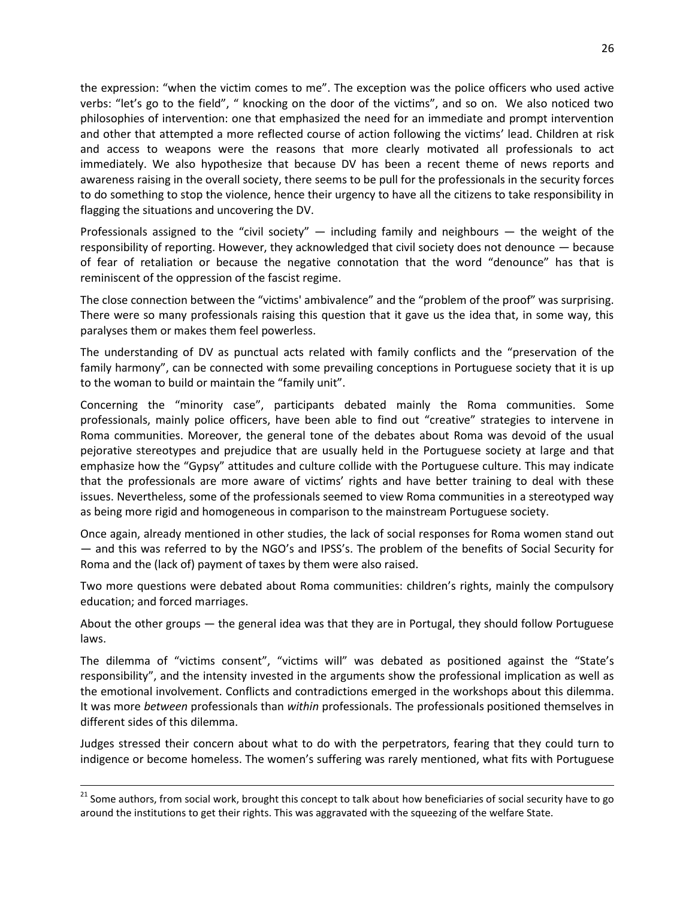the expression: "when the victim comes to me". The exception was the police officers who used active verbs: "let's go to the field", " knocking on the door of the victims", and so on. We also noticed two philosophies of intervention: one that emphasized the need for an immediate and prompt intervention and other that attempted a more reflected course of action following the victims' lead. Children at risk and access to weapons were the reasons that more clearly motivated all professionals to act immediately. We also hypothesize that because DV has been a recent theme of news reports and awareness raising in the overall society, there seems to be pull for the professionals in the security forces to do something to stop the violence, hence their urgency to have all the citizens to take responsibility in flagging the situations and uncovering the DV.

Professionals assigned to the "civil society" — including family and neighbours — the weight of the responsibility of reporting. However, they acknowledged that civil society does not denounce — because of fear of retaliation or because the negative connotation that the word "denounce" has that is reminiscent of the oppression of the fascist regime.

The close connection between the "victims' ambivalence" and the "problem of the proof" was surprising. There were so many professionals raising this question that it gave us the idea that, in some way, this paralyses them or makes them feel powerless.

The understanding of DV as punctual acts related with family conflicts and the "preservation of the family harmony", can be connected with some prevailing conceptions in Portuguese society that it is up to the woman to build or maintain the "family unit".

Concerning the "minority case", participants debated mainly the Roma communities. Some professionals, mainly police officers, have been able to find out "creative" strategies to intervene in Roma communities. Moreover, the general tone of the debates about Roma was devoid of the usual pejorative stereotypes and prejudice that are usually held in the Portuguese society at large and that emphasize how the "Gypsy" attitudes and culture collide with the Portuguese culture. This may indicate that the professionals are more aware of victims' rights and have better training to deal with these issues. Nevertheless, some of the professionals seemed to view Roma communities in a stereotyped way as being more rigid and homogeneous in comparison to the mainstream Portuguese society.

Once again, already mentioned in other studies, the lack of social responses for Roma women stand out — and this was referred to by the NGO's and IPSS's. The problem of the benefits of Social Security for Roma and the (lack of) payment of taxes by them were also raised.

Two more questions were debated about Roma communities: children's rights, mainly the compulsory education; and forced marriages.

About the other groups — the general idea was that they are in Portugal, they should follow Portuguese laws.

The dilemma of "victims consent", "victims will" was debated as positioned against the "State's responsibility", and the intensity invested in the arguments show the professional implication as well as the emotional involvement. Conflicts and contradictions emerged in the workshops about this dilemma. It was more *between* professionals than *within* professionals. The professionals positioned themselves in different sides of this dilemma.

Judges stressed their concern about what to do with the perpetrators, fearing that they could turn to indigence or become homeless. The women's suffering was rarely mentioned, what fits with Portuguese

[21] Some authors, from social work, brought this concept to talk about how beneficiaries of social security have to go around the institutions to get their rights. This was aggravated with the squeezing of the welfare State.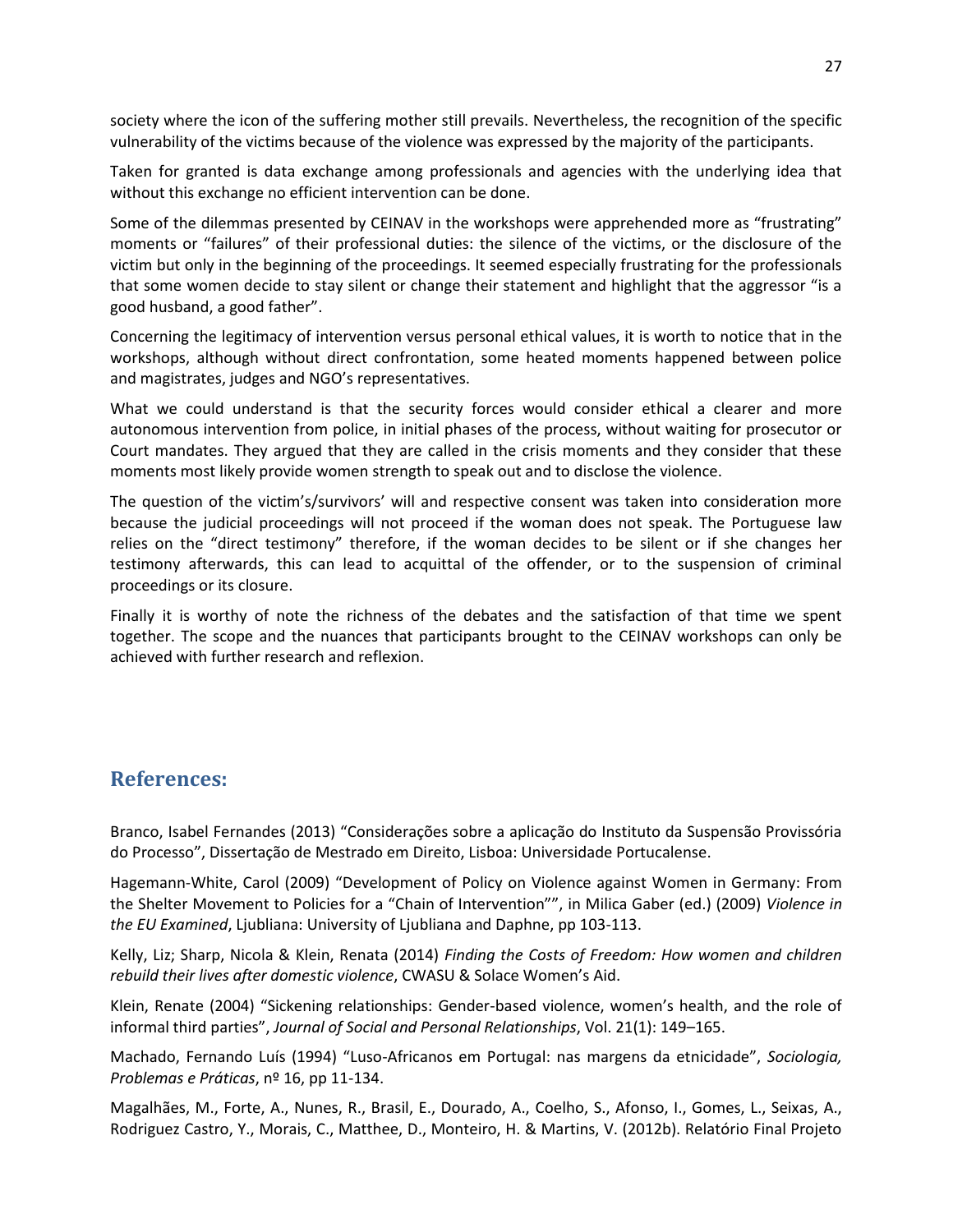society where the icon of the suffering mother still prevails. Nevertheless, the recognition of the specific vulnerability of the victims because of the violence was expressed by the majority of the participants.

Taken for granted is data exchange among professionals and agencies with the underlying idea that without this exchange no efficient intervention can be done.

Some of the dilemmas presented by CEINAV in the workshops were apprehended more as "frustrating" moments or "failures" of their professional duties: the silence of the victims, or the disclosure of the victim but only in the beginning of the proceedings. It seemed especially frustrating for the professionals that some women decide to stay silent or change their statement and highlight that the aggressor "is a good husband, a good father".

Concerning the legitimacy of intervention versus personal ethical values, it is worth to notice that in the workshops, although without direct confrontation, some heated moments happened between police and magistrates, judges and NGO's representatives.

What we could understand is that the security forces would consider ethical a clearer and more autonomous intervention from police, in initial phases of the process, without waiting for prosecutor or Court mandates. They argued that they are called in the crisis moments and they consider that these moments most likely provide women strength to speak out and to disclose the violence.

The question of the victim's/survivors' will and respective consent was taken into consideration more because the judicial proceedings will not proceed if the woman does not speak. The Portuguese law relies on the "direct testimony" therefore, if the woman decides to be silent or if she changes her testimony afterwards, this can lead to acquittal of the offender, or to the suspension of criminal proceedings or its closure.

Finally it is worthy of note the richness of the debates and the satisfaction of that time we spent together. The scope and the nuances that participants brought to the CEINAV workshops can only be achieved with further research and reflexion.

## References:

Branco, Isabel Fernandes (2013) "Considerações sobre a aplicação do Instituto da Suspensão Provissória do Processo", Dissertação de Mestrado em Direito, Lisboa: Universidade Portucalense.

Hagemann-White, Carol (2009) "Development of Policy on Violence against Women in Germany: From the Shelter Movement to Policies for a "Chain of Intervention"", in Milica Gaber (ed.) (2009) *Violence in the EU Examined*, Ljubliana: University of Ljubliana and Daphne, pp 103-113.

Kelly, Liz; Sharp, Nicola & Klein, Renata (2014) *Finding the Costs of Freedom: How women and children rebuild their lives after domestic violence*, CWASU & Solace Women's Aid.

Klein, Renate (2004) "Sickening relationships: Gender-based violence, women's health, and the role of informal third parties", *Journal of Social and Personal Relationships*, Vol. 21(1): 149–165.

Machado, Fernando Luís (1994) "Luso-Africanos em Portugal: nas margens da etnicidade", *Sociologia, Problemas e Práticas*, nº 16, pp 11-134.

Magalhães, M., Forte, A., Nunes, R., Brasil, E., Dourado, A., Coelho, S., Afonso, I., Gomes, L., Seixas, A., Rodriguez Castro, Y., Morais, C., Matthee, D., Monteiro, H. & Martins, V. (2012b). Relatório Final Projeto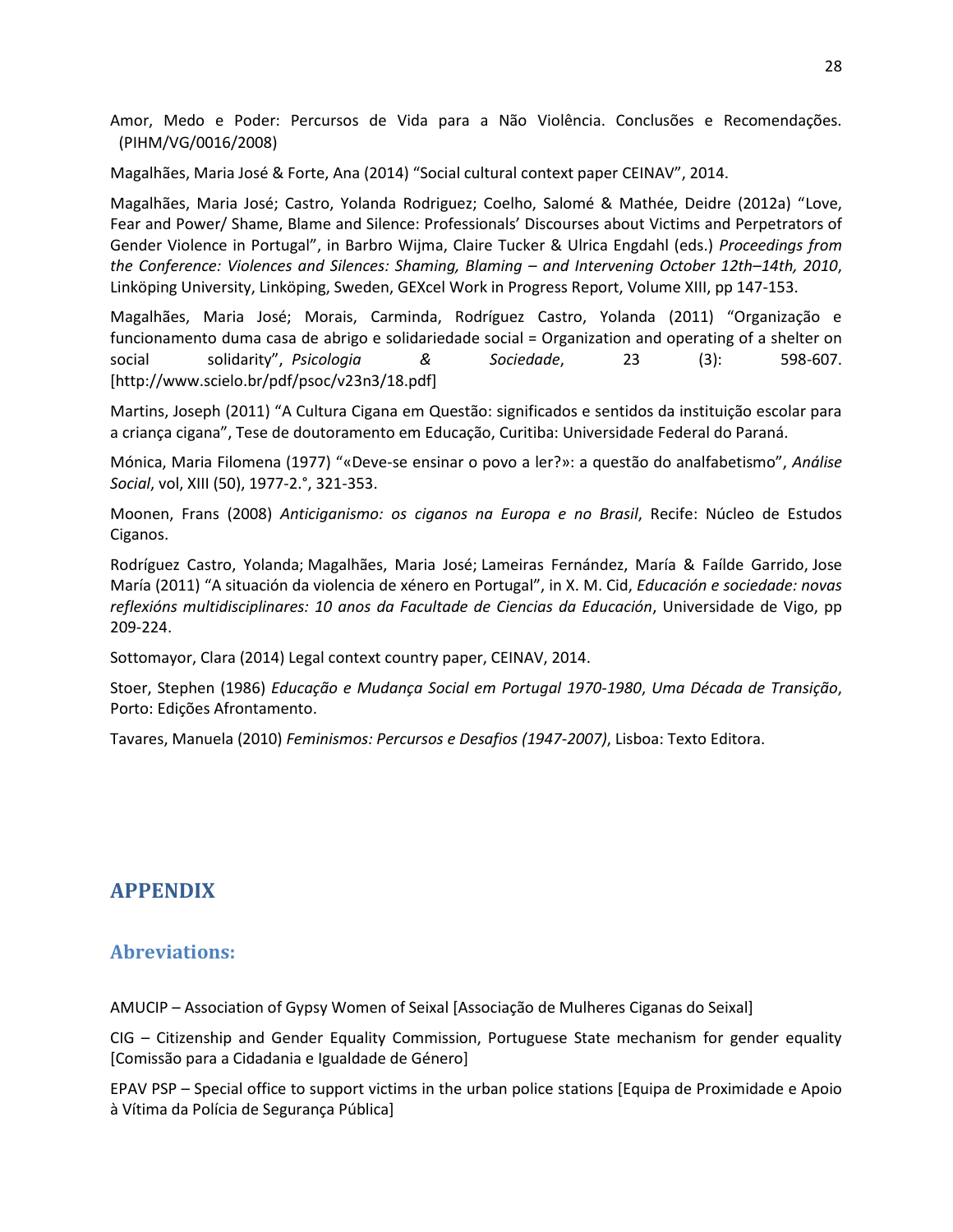Amor, Medo e Poder: Percursos de Vida para a Não Violência. Conclusões e Recomendações. (PIHM/VG/0016/2008)

Magalhães, Maria José & Forte, Ana (2014) "Social cultural context paper CEINAV", 2014.

Magalhães, Maria José; Castro, Yolanda Rodriguez; Coelho, Salomé & Mathée, Deidre (2012a) "Love, Fear and Power/ Shame, Blame and Silence: Professionals' Discourses about Victims and Perpetrators of Gender Violence in Portugal", in Barbro Wijma, Claire Tucker & Ulrica Engdahl (eds.) *Proceedings from the Conference: Violences and Silences: Shaming, Blaming – and Intervening October 12th–14th, 2010*, Linköping University, Linköping, Sweden, GEXcel Work in Progress Report, Volume XIII, pp 147-153.

Magalhães, Maria José; Morais, Carminda, Rodríguez Castro, Yolanda (2011) "Organização e funcionamento duma casa de abrigo e solidariedade social = Organization and operating of a shelter on social solidarity", *Psicologia & Sociedade*, 23 (3): 598-607. [http://www.scielo.br/pdf/psoc/v23n3/18.pdf]

Martins, Joseph (2011) "A Cultura Cigana em Questão: significados e sentidos da instituição escolar para a criança cigana", Tese de doutoramento em Educação, Curitiba: Universidade Federal do Paraná.

Mónica, Maria Filomena (1977) "«Deve-se ensinar o povo a ler?»: a questão do analfabetismo", *Análise Social*, vol, XIII (50), 1977-2.°, 321-353.

Moonen, Frans (2008) *Anticiganismo: os ciganos na Europa e no Brasil*, Recife: Núcleo de Estudos Ciganos.

Rodríguez Castro, Yolanda; Magalhães, Maria José; Lameiras Fernández, María & Faílde Garrido, Jose María (2011) "A situación da violencia de xénero en Portugal", in X. M. Cid, *Educación e sociedade: novas reflexións multidisciplinares: 10 anos da Facultade de Ciencias da Educación*, Universidade de Vigo, pp 209-224.

Sottomayor, Clara (2014) Legal context country paper, CEINAV, 2014.

Stoer, Stephen (1986) *Educação e Mudança Social em Portugal 1970-1980*, *Uma Década de Transição*, Porto: Edições Afrontamento.

Tavares, Manuela (2010) *Feminismos: Percursos e Desafios (1947-2007)*, Lisboa: Texto Editora.

# APPENDIX

## Abreviations:

AMUCIP – Association of Gypsy Women of Seixal [Associação de Mulheres Ciganas do Seixal]

CIG – Citizenship and Gender Equality Commission, Portuguese State mechanism for gender equality [Comissão para a Cidadania e Igualdade de Género]

EPAV PSP – Special office to support victims in the urban police stations [Equipa de Proximidade e Apoio à Vítima da Polícia de Segurança Pública]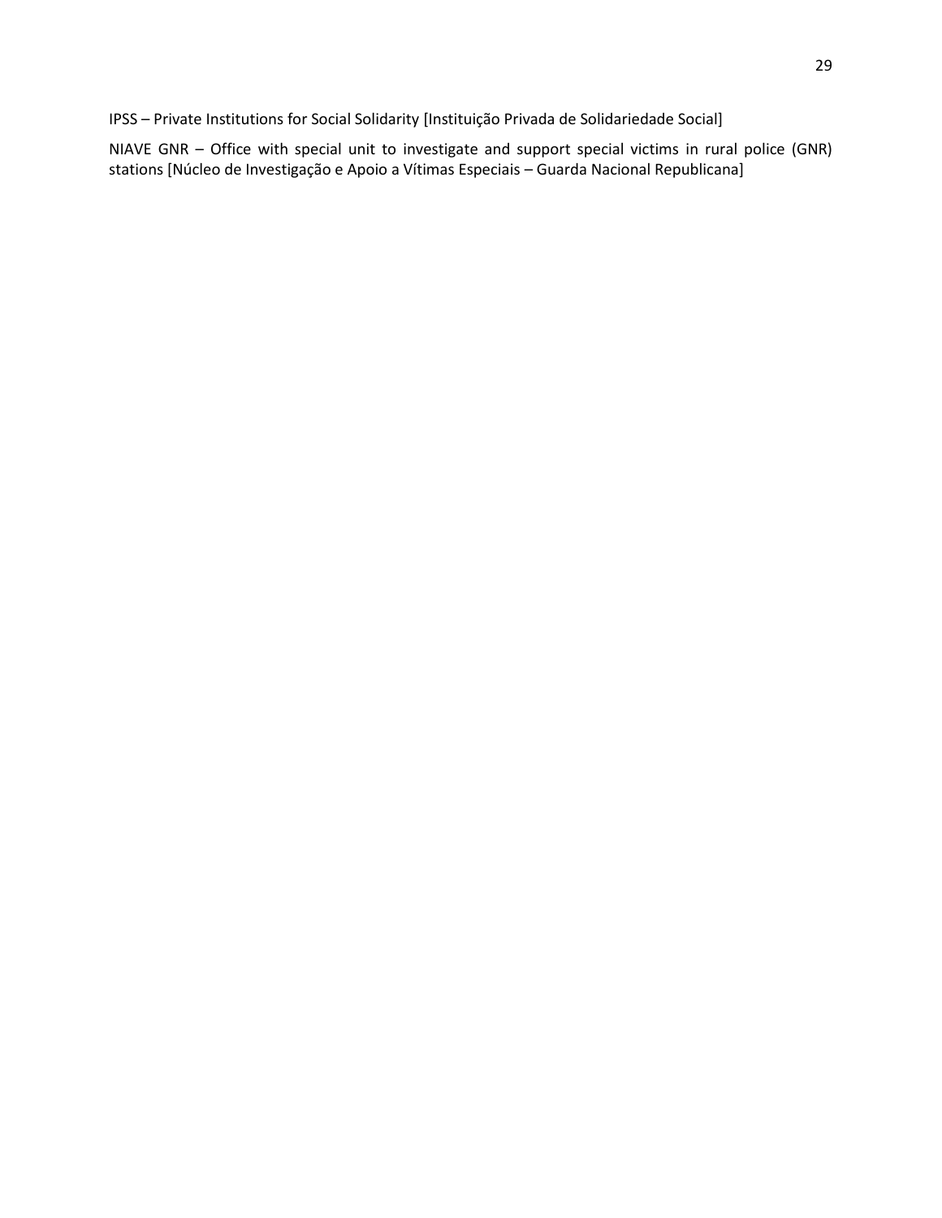IPSS – Private Institutions for Social Solidarity [Instituição Privada de Solidariedade Social]

NIAVE GNR – Office with special unit to investigate and support special victims in rural police (GNR) stations [Núcleo de Investigação e Apoio a Vítimas Especiais – Guarda Nacional Republicana]